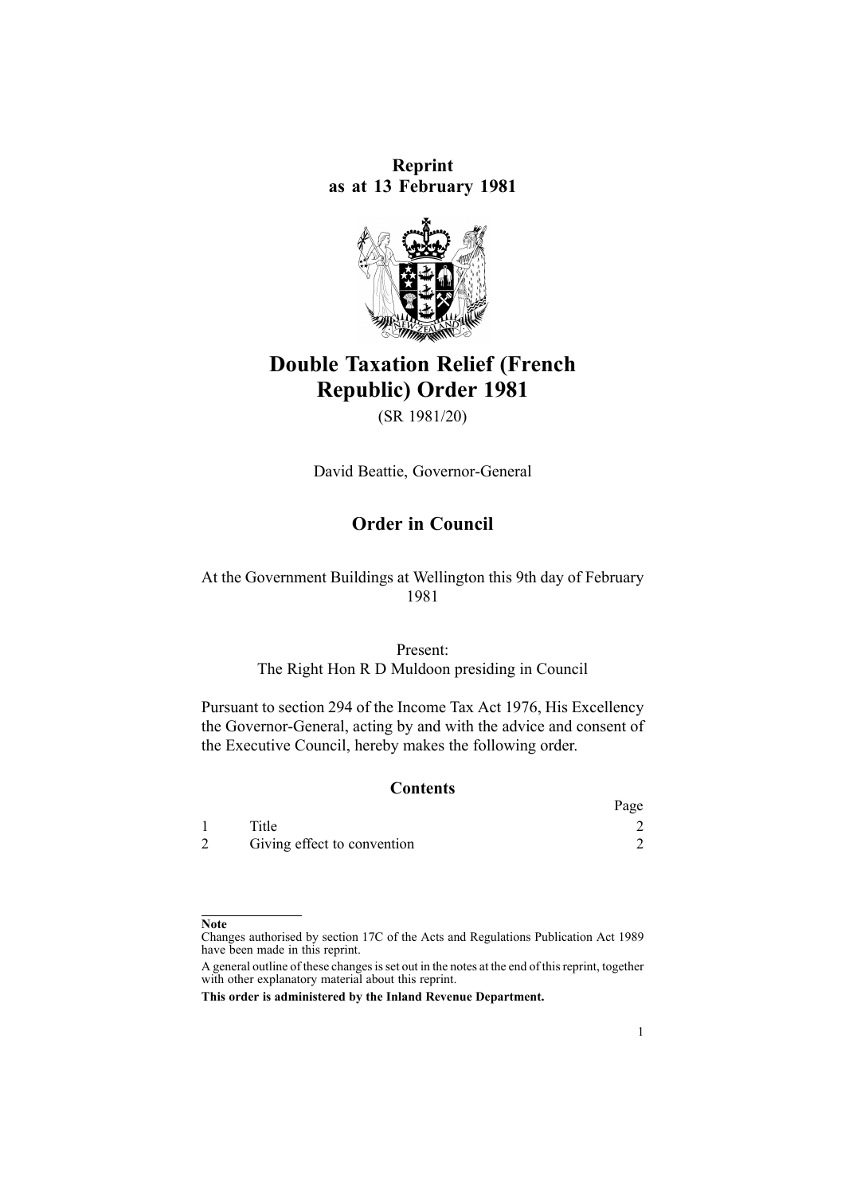**Reprint**
**as at 13 February 1981**

# Double Taxation Relief (French Republic) Order 1981

(SR 1981/20)

David Beattie, Governor-General

## Order in Council

At the Government Buildings at Wellington this 9th day of February 1981

Present:
The Right Hon R D Muldoon presiding in Council

Pursuant to section 294 of the Income Tax Act 1976, His Excellency the Governor-General, acting by and with the advice and consent of the Executive Council, hereby makes the following order.

### Contents

| | | Page |
|---|---|---|
| 1 | Title | 2 |
| 2 | Giving effect to convention | 2 |

**Note**

Changes authorised by section 17C of the Acts and Regulations Publication Act 1989 have been made in this reprint.

A general outline of these changes is set out in the notes at the end of this reprint, together with other explanatory material about this reprint.

**This order is administered by the Inland Revenue Department.**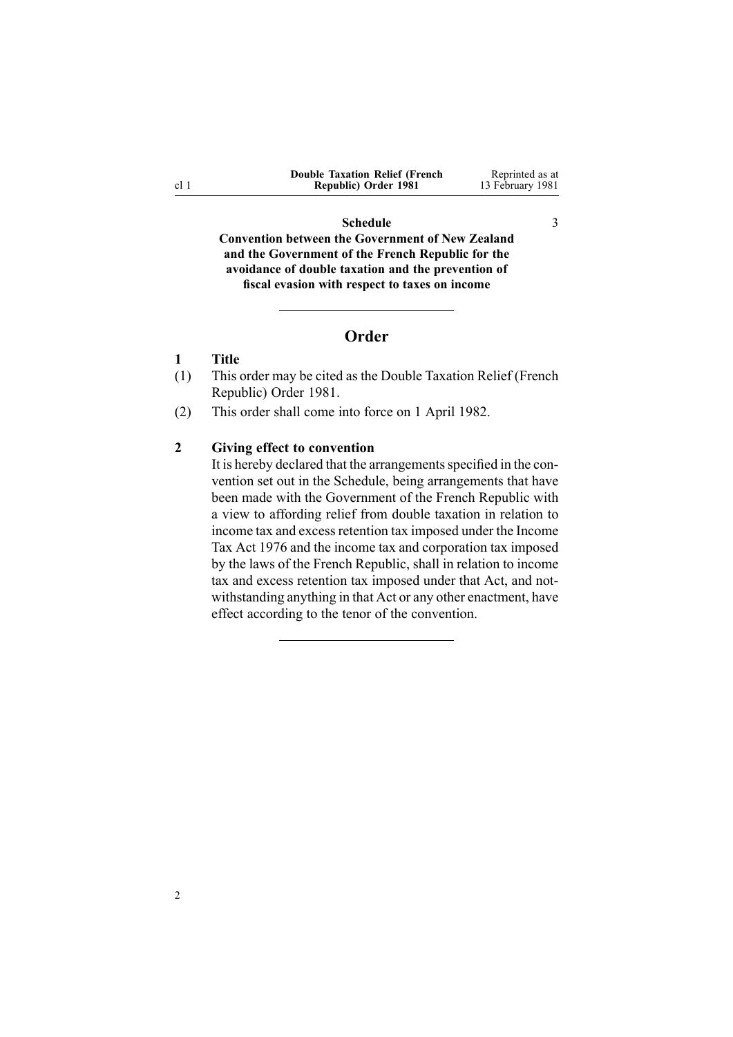**Schedule** 3

**Convention between the Government of New Zealand and the Government of the French Republic for the avoidance of double taxation and the prevention of fiscal evasion with respect to taxes on income**

---

## Order

### 1 Title

(1) This order may be cited as the Double Taxation Relief (French Republic) Order 1981.

(2) This order shall come into force on 1 April 1982.

### 2 Giving effect to convention

It is hereby declared that the arrangements specified in the convention set out in the Schedule, being arrangements that have been made with the Government of the French Republic with a view to affording relief from double taxation in relation to income tax and excess retention tax imposed under the Income Tax Act 1976 and the income tax and corporation tax imposed by the laws of the French Republic, shall in relation to income tax and excess retention tax imposed under that Act, and notwithstanding anything in that Act or any other enactment, have effect according to the tenor of the convention.

---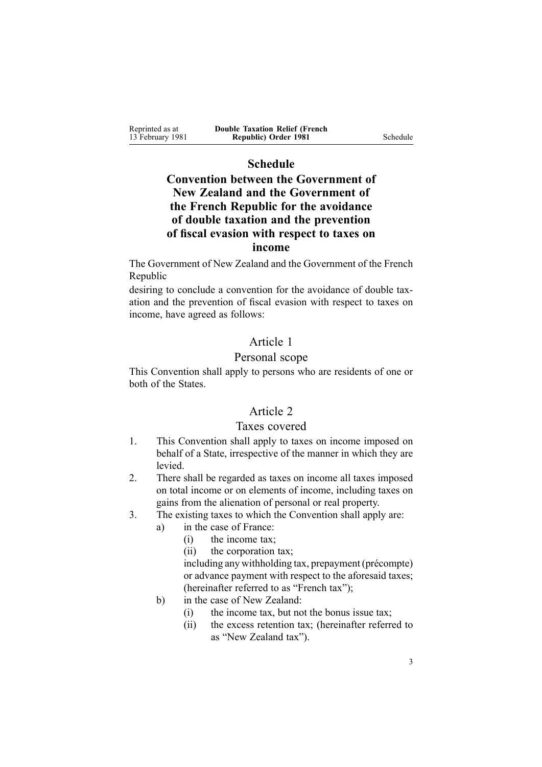## Schedule

## Convention between the Government of New Zealand and the Government of the French Republic for the avoidance of double taxation and the prevention of fiscal evasion with respect to taxes on income

The Government of New Zealand and the Government of the French Republic

desiring to conclude a convention for the avoidance of double taxation and the prevention of fiscal evasion with respect to taxes on income, have agreed as follows:

### Article 1

### Personal scope

This Convention shall apply to persons who are residents of one or both of the States.

### Article 2

### Taxes covered

1. This Convention shall apply to taxes on income imposed on behalf of a State, irrespective of the manner in which they are levied.
2. There shall be regarded as taxes on income all taxes imposed on total income or on elements of income, including taxes on gains from the alienation of personal or real property.
3. The existing taxes to which the Convention shall apply are:
   a) in the case of France:
      (i) the income tax;
      (ii) the corporation tax;

      including any withholding tax, prepayment (précompte) or advance payment with respect to the aforesaid taxes; (hereinafter referred to as "French tax");
   b) in the case of New Zealand:
      (i) the income tax, but not the bonus issue tax;
      (ii) the excess retention tax; (hereinafter referred to as "New Zealand tax").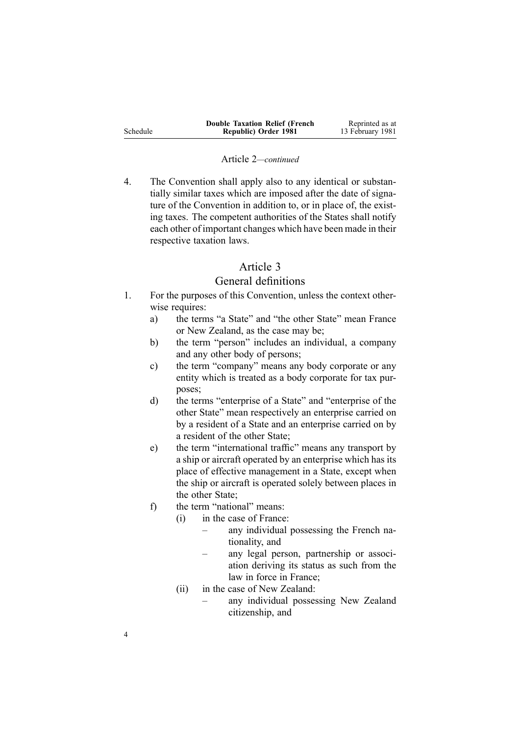Article 2—*continued*

4. The Convention shall apply also to any identical or substantially similar taxes which are imposed after the date of signature of the Convention in addition to, or in place of, the existing taxes. The competent authorities of the States shall notify each other of important changes which have been made in their respective taxation laws.

## Article 3
## General definitions

1. For the purposes of this Convention, unless the context otherwise requires:
   a) the terms "a State" and "the other State" mean France or New Zealand, as the case may be;
   b) the term "person" includes an individual, a company and any other body of persons;
   c) the term "company" means any body corporate or any entity which is treated as a body corporate for tax purposes;
   d) the terms "enterprise of a State" and "enterprise of the other State" mean respectively an enterprise carried on by a resident of a State and an enterprise carried on by a resident of the other State;
   e) the term "international traffic" means any transport by a ship or aircraft operated by an enterprise which has its place of effective management in a State, except when the ship or aircraft is operated solely between places in the other State;
   f) the term "national" means:
      (i) in the case of France:
         – any individual possessing the French nationality, and
         – any legal person, partnership or association deriving its status as such from the law in force in France;
      (ii) in the case of New Zealand:
         – any individual possessing New Zealand citizenship, and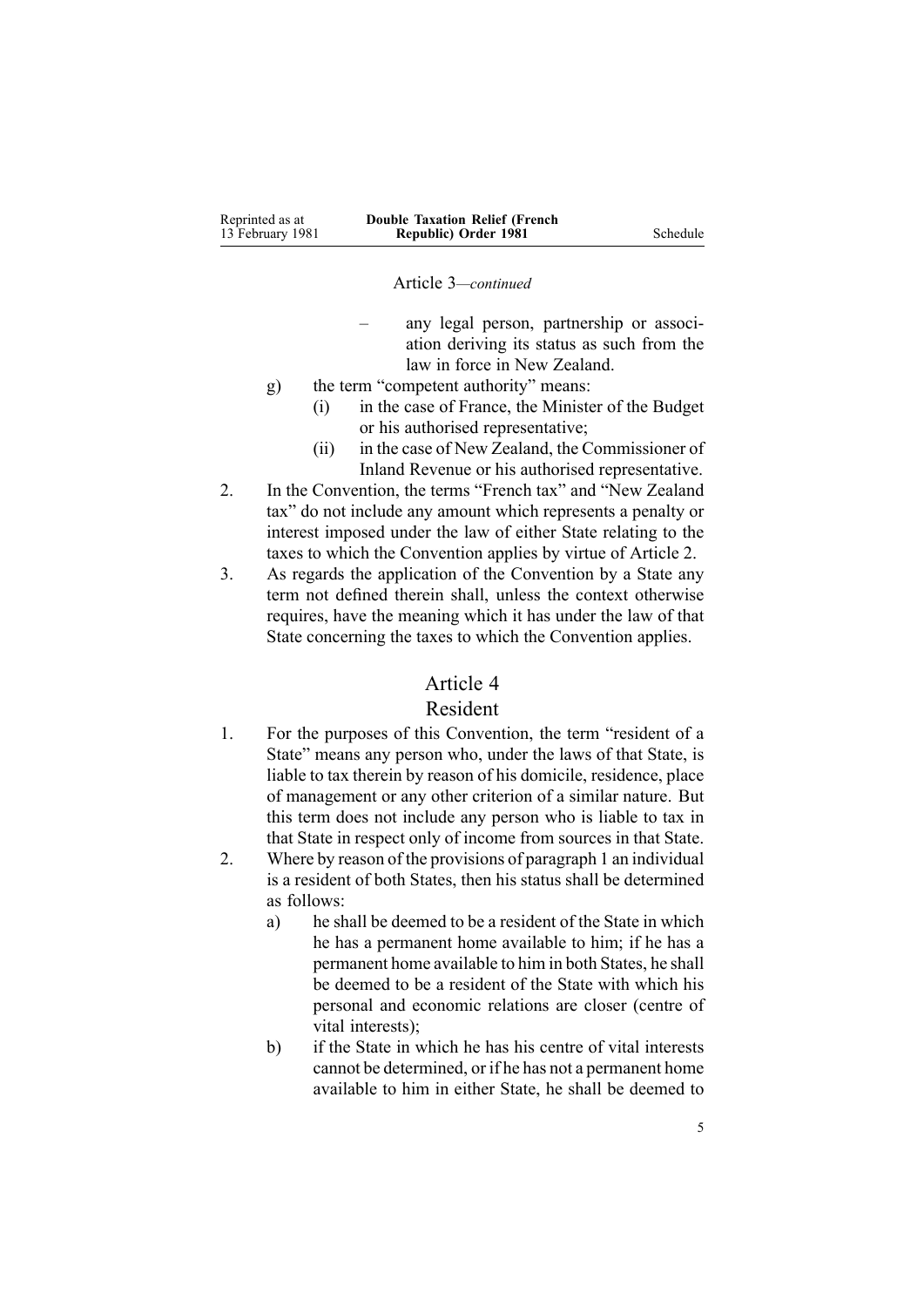Article 3—*continued*

– any legal person, partnership or association deriving its status as such from the law in force in New Zealand.

g) the term "competent authority" means:
   (i) in the case of France, the Minister of the Budget or his authorised representative;
   (ii) in the case of New Zealand, the Commissioner of Inland Revenue or his authorised representative.

2. In the Convention, the terms "French tax" and "New Zealand tax" do not include any amount which represents a penalty or interest imposed under the law of either State relating to the taxes to which the Convention applies by virtue of Article 2.

3. As regards the application of the Convention by a State any term not defined therein shall, unless the context otherwise requires, have the meaning which it has under the law of that State concerning the taxes to which the Convention applies.

## Article 4
## Resident

1. For the purposes of this Convention, the term "resident of a State" means any person who, under the laws of that State, is liable to tax therein by reason of his domicile, residence, place of management or any other criterion of a similar nature. But this term does not include any person who is liable to tax in that State in respect only of income from sources in that State.

2. Where by reason of the provisions of paragraph 1 an individual is a resident of both States, then his status shall be determined as follows:
   a) he shall be deemed to be a resident of the State in which he has a permanent home available to him; if he has a permanent home available to him in both States, he shall be deemed to be a resident of the State with which his personal and economic relations are closer (centre of vital interests);
   b) if the State in which he has his centre of vital interests cannot be determined, or if he has not a permanent home available to him in either State, he shall be deemed to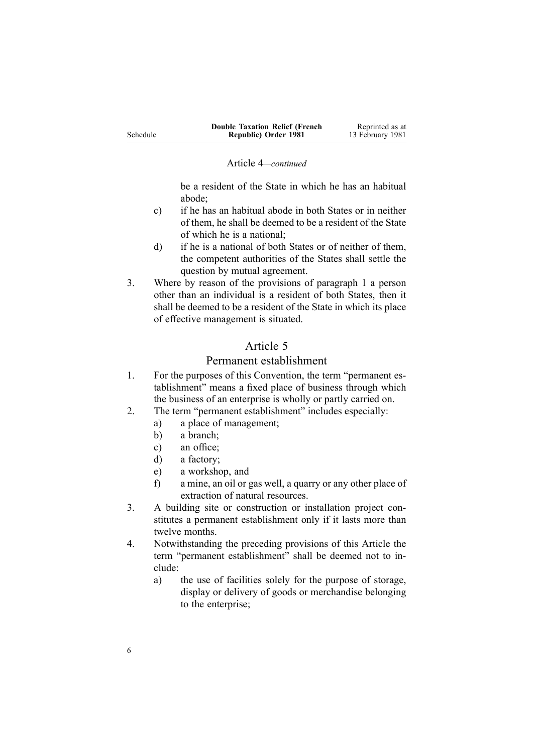Article 4—*continued*

be a resident of the State in which he has an habitual abode;

c) if he has an habitual abode in both States or in neither of them, he shall be deemed to be a resident of the State of which he is a national;

d) if he is a national of both States or of neither of them, the competent authorities of the States shall settle the question by mutual agreement.

3. Where by reason of the provisions of paragraph 1 a person other than an individual is a resident of both States, then it shall be deemed to be a resident of the State in which its place of effective management is situated.

## Article 5
### Permanent establishment

1. For the purposes of this Convention, the term "permanent establishment" means a fixed place of business through which the business of an enterprise is wholly or partly carried on.
2. The term "permanent establishment" includes especially:
   a) a place of management;
   b) a branch;
   c) an office;
   d) a factory;
   e) a workshop, and
   f) a mine, an oil or gas well, a quarry or any other place of extraction of natural resources.
3. A building site or construction or installation project constitutes a permanent establishment only if it lasts more than twelve months.
4. Notwithstanding the preceding provisions of this Article the term "permanent establishment" shall be deemed not to include:
   a) the use of facilities solely for the purpose of storage, display or delivery of goods or merchandise belonging to the enterprise;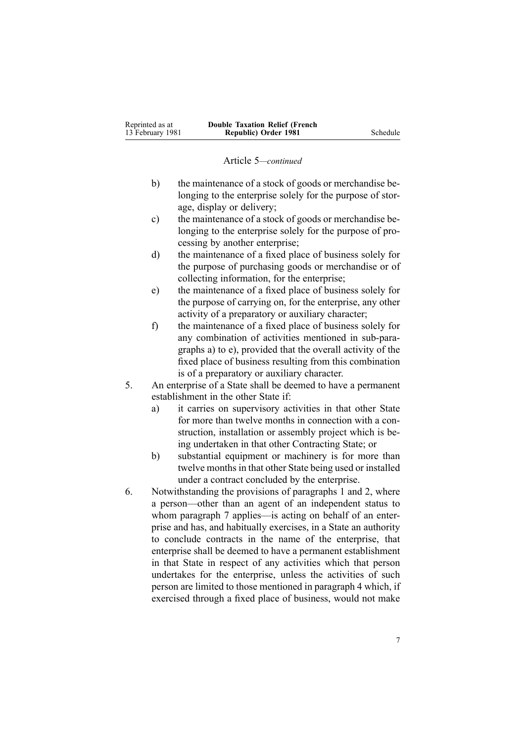Article 5—*continued*

- b) the maintenance of a stock of goods or merchandise belonging to the enterprise solely for the purpose of storage, display or delivery;
- c) the maintenance of a stock of goods or merchandise belonging to the enterprise solely for the purpose of processing by another enterprise;
- d) the maintenance of a fixed place of business solely for the purpose of purchasing goods or merchandise or of collecting information, for the enterprise;
- e) the maintenance of a fixed place of business solely for the purpose of carrying on, for the enterprise, any other activity of a preparatory or auxiliary character;
- f) the maintenance of a fixed place of business solely for any combination of activities mentioned in sub-paragraphs a) to e), provided that the overall activity of the fixed place of business resulting from this combination is of a preparatory or auxiliary character.

5. An enterprise of a State shall be deemed to have a permanent establishment in the other State if:
   - a) it carries on supervisory activities in that other State for more than twelve months in connection with a construction, installation or assembly project which is being undertaken in that other Contracting State; or
   - b) substantial equipment or machinery is for more than twelve months in that other State being used or installed under a contract concluded by the enterprise.

6. Notwithstanding the provisions of paragraphs 1 and 2, where a person—other than an agent of an independent status to whom paragraph 7 applies—is acting on behalf of an enterprise and has, and habitually exercises, in a State an authority to conclude contracts in the name of the enterprise, that enterprise shall be deemed to have a permanent establishment in that State in respect of any activities which that person undertakes for the enterprise, unless the activities of such person are limited to those mentioned in paragraph 4 which, if exercised through a fixed place of business, would not make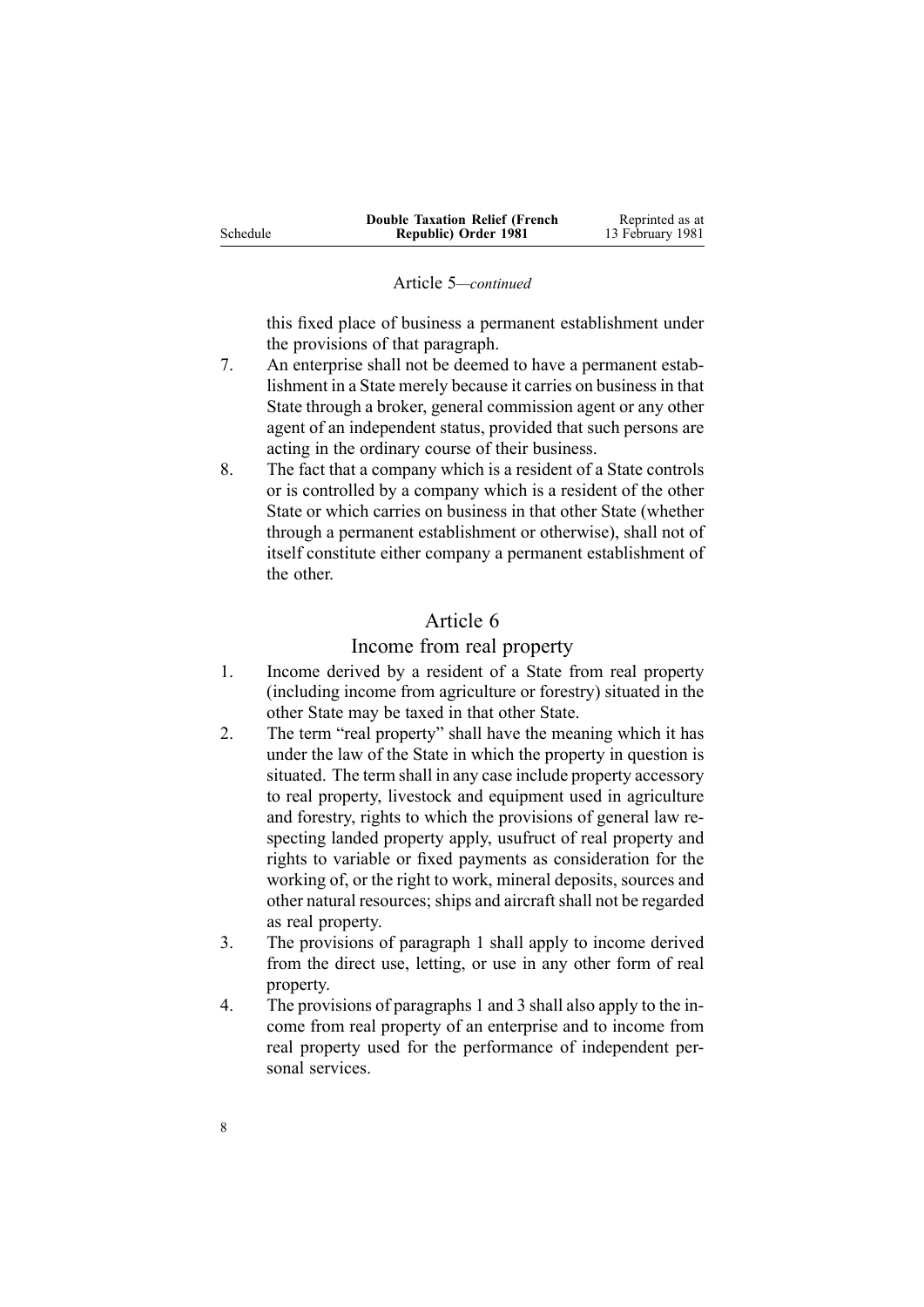Article 5—*continued*

this fixed place of business a permanent establishment under the provisions of that paragraph.

7. An enterprise shall not be deemed to have a permanent establishment in a State merely because it carries on business in that State through a broker, general commission agent or any other agent of an independent status, provided that such persons are acting in the ordinary course of their business.
8. The fact that a company which is a resident of a State controls or is controlled by a company which is a resident of the other State or which carries on business in that other State (whether through a permanent establishment or otherwise), shall not of itself constitute either company a permanent establishment of the other.

## Article 6

## Income from real property

1. Income derived by a resident of a State from real property (including income from agriculture or forestry) situated in the other State may be taxed in that other State.
2. The term "real property" shall have the meaning which it has under the law of the State in which the property in question is situated. The term shall in any case include property accessory to real property, livestock and equipment used in agriculture and forestry, rights to which the provisions of general law respecting landed property apply, usufruct of real property and rights to variable or fixed payments as consideration for the working of, or the right to work, mineral deposits, sources and other natural resources; ships and aircraft shall not be regarded as real property.
3. The provisions of paragraph 1 shall apply to income derived from the direct use, letting, or use in any other form of real property.
4. The provisions of paragraphs 1 and 3 shall also apply to the income from real property of an enterprise and to income from real property used for the performance of independent personal services.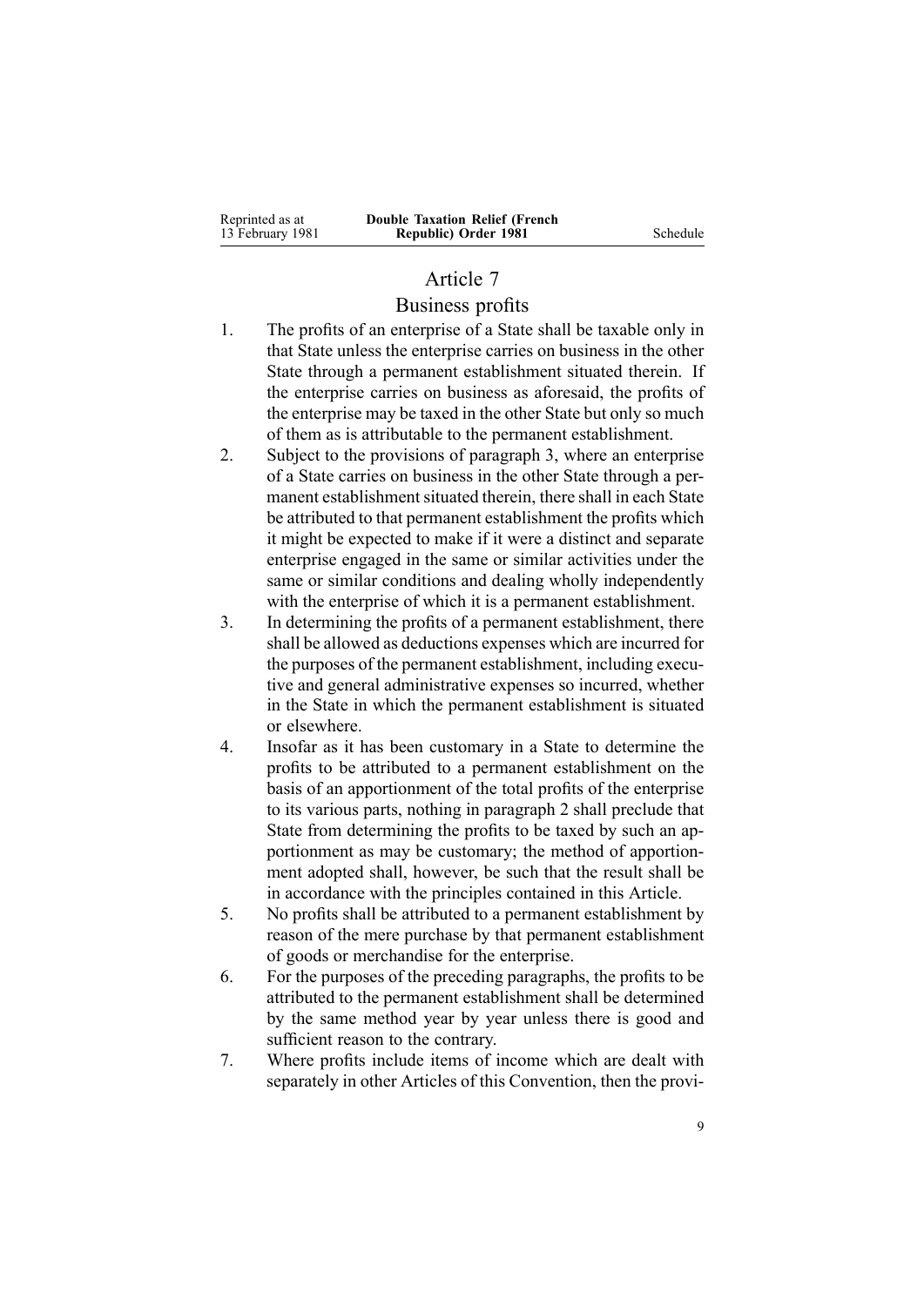## Article 7

### Business profits

1. The profits of an enterprise of a State shall be taxable only in that State unless the enterprise carries on business in the other State through a permanent establishment situated therein. If the enterprise carries on business as aforesaid, the profits of the enterprise may be taxed in the other State but only so much of them as is attributable to the permanent establishment.
2. Subject to the provisions of paragraph 3, where an enterprise of a State carries on business in the other State through a permanent establishment situated therein, there shall in each State be attributed to that permanent establishment the profits which it might be expected to make if it were a distinct and separate enterprise engaged in the same or similar activities under the same or similar conditions and dealing wholly independently with the enterprise of which it is a permanent establishment.
3. In determining the profits of a permanent establishment, there shall be allowed as deductions expenses which are incurred for the purposes of the permanent establishment, including executive and general administrative expenses so incurred, whether in the State in which the permanent establishment is situated or elsewhere.
4. Insofar as it has been customary in a State to determine the profits to be attributed to a permanent establishment on the basis of an apportionment of the total profits of the enterprise to its various parts, nothing in paragraph 2 shall preclude that State from determining the profits to be taxed by such an apportionment as may be customary; the method of apportionment adopted shall, however, be such that the result shall be in accordance with the principles contained in this Article.
5. No profits shall be attributed to a permanent establishment by reason of the mere purchase by that permanent establishment of goods or merchandise for the enterprise.
6. For the purposes of the preceding paragraphs, the profits to be attributed to the permanent establishment shall be determined by the same method year by year unless there is good and sufficient reason to the contrary.
7. Where profits include items of income which are dealt with separately in other Articles of this Convention, then the provi-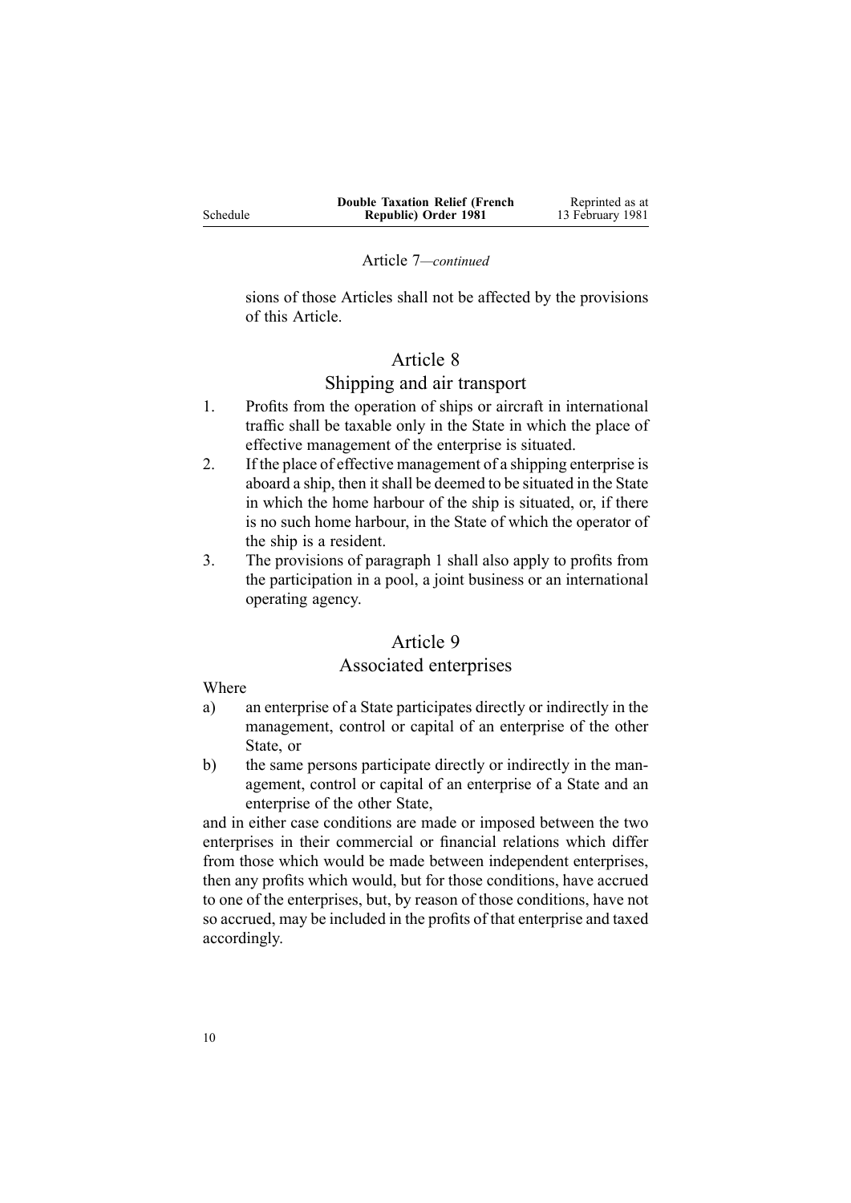Article 7—*continued*

sions of those Articles shall not be affected by the provisions of this Article.

## Article 8
## Shipping and air transport

1. Profits from the operation of ships or aircraft in international traffic shall be taxable only in the State in which the place of effective management of the enterprise is situated.
2. If the place of effective management of a shipping enterprise is aboard a ship, then it shall be deemed to be situated in the State in which the home harbour of the ship is situated, or, if there is no such home harbour, in the State of which the operator of the ship is a resident.
3. The provisions of paragraph 1 shall also apply to profits from the participation in a pool, a joint business or an international operating agency.

## Article 9
## Associated enterprises

Where

a) an enterprise of a State participates directly or indirectly in the management, control or capital of an enterprise of the other State, or
b) the same persons participate directly or indirectly in the management, control or capital of an enterprise of a State and an enterprise of the other State,

and in either case conditions are made or imposed between the two enterprises in their commercial or financial relations which differ from those which would be made between independent enterprises, then any profits which would, but for those conditions, have accrued to one of the enterprises, but, by reason of those conditions, have not so accrued, may be included in the profits of that enterprise and taxed accordingly.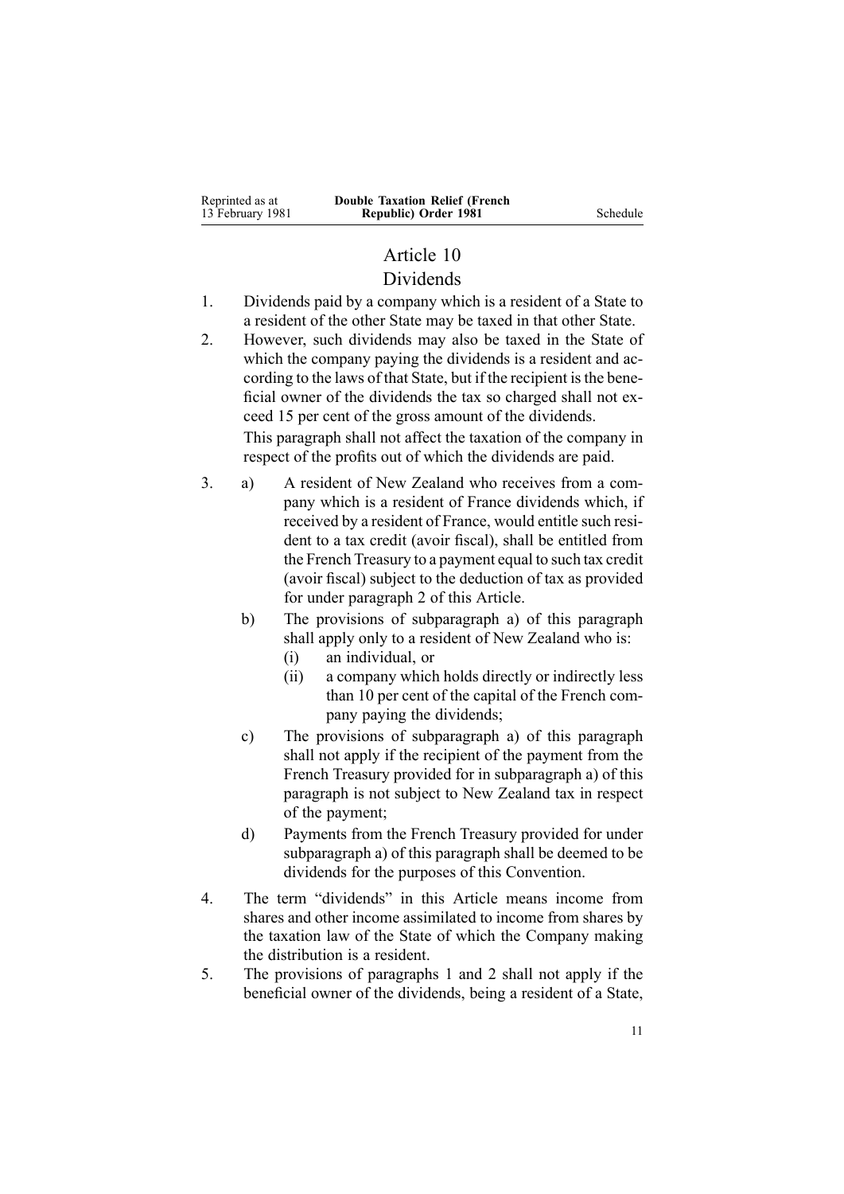## Article 10

### Dividends

1. Dividends paid by a company which is a resident of a State to a resident of the other State may be taxed in that other State.
2. However, such dividends may also be taxed in the State of which the company paying the dividends is a resident and according to the laws of that State, but if the recipient is the beneficial owner of the dividends the tax so charged shall not exceed 15 per cent of the gross amount of the dividends.

   This paragraph shall not affect the taxation of the company in respect of the profits out of which the dividends are paid.
3. a) A resident of New Zealand who receives from a company which is a resident of France dividends which, if received by a resident of France, would entitle such resident to a tax credit (avoir fiscal), shall be entitled from the French Treasury to a payment equal to such tax credit (avoir fiscal) subject to the deduction of tax as provided for under paragraph 2 of this Article.

   b) The provisions of subparagraph a) of this paragraph shall apply only to a resident of New Zealand who is:

      (i) an individual, or

      (ii) a company which holds directly or indirectly less than 10 per cent of the capital of the French company paying the dividends;

   c) The provisions of subparagraph a) of this paragraph shall not apply if the recipient of the payment from the French Treasury provided for in subparagraph a) of this paragraph is not subject to New Zealand tax in respect of the payment;

   d) Payments from the French Treasury provided for under subparagraph a) of this paragraph shall be deemed to be dividends for the purposes of this Convention.
4. The term "dividends" in this Article means income from shares and other income assimilated to income from shares by the taxation law of the State of which the Company making the distribution is a resident.
5. The provisions of paragraphs 1 and 2 shall not apply if the beneficial owner of the dividends, being a resident of a State,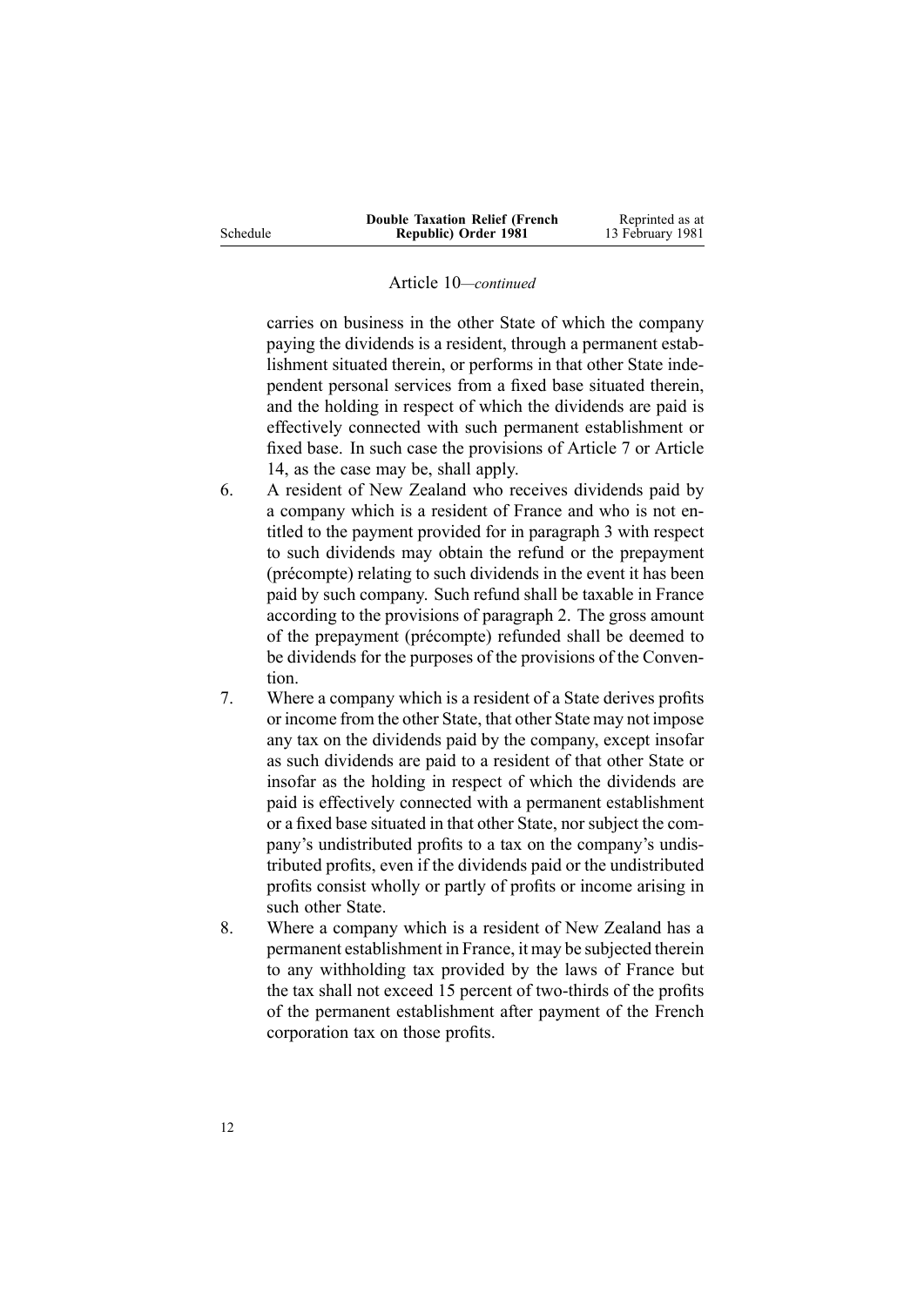Article 10—*continued*

carries on business in the other State of which the company paying the dividends is a resident, through a permanent establishment situated therein, or performs in that other State independent personal services from a fixed base situated therein, and the holding in respect of which the dividends are paid is effectively connected with such permanent establishment or fixed base. In such case the provisions of Article 7 or Article 14, as the case may be, shall apply.

6. A resident of New Zealand who receives dividends paid by a company which is a resident of France and who is not entitled to the payment provided for in paragraph 3 with respect to such dividends may obtain the refund or the prepayment (précompte) relating to such dividends in the event it has been paid by such company. Such refund shall be taxable in France according to the provisions of paragraph 2. The gross amount of the prepayment (précompte) refunded shall be deemed to be dividends for the purposes of the provisions of the Convention.

7. Where a company which is a resident of a State derives profits or income from the other State, that other State may not impose any tax on the dividends paid by the company, except insofar as such dividends are paid to a resident of that other State or insofar as the holding in respect of which the dividends are paid is effectively connected with a permanent establishment or a fixed base situated in that other State, nor subject the company's undistributed profits to a tax on the company's undistributed profits, even if the dividends paid or the undistributed profits consist wholly or partly of profits or income arising in such other State.

8. Where a company which is a resident of New Zealand has a permanent establishment in France, it may be subjected therein to any withholding tax provided by the laws of France but the tax shall not exceed 15 percent of two-thirds of the profits of the permanent establishment after payment of the French corporation tax on those profits.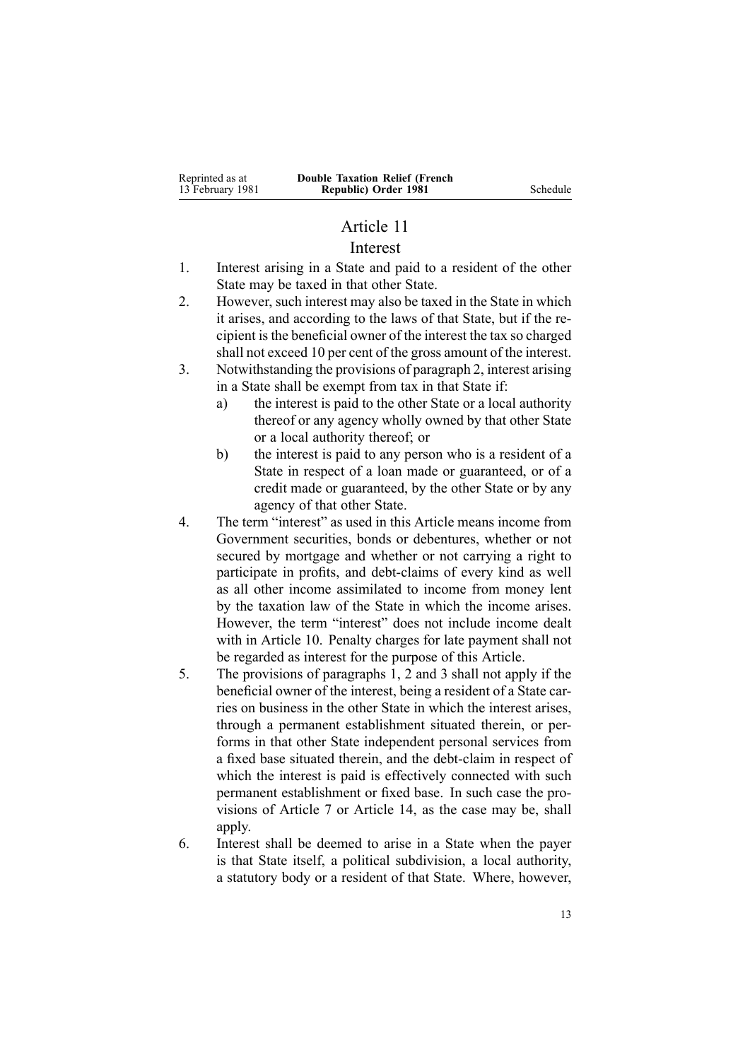## Article 11

### Interest

1. Interest arising in a State and paid to a resident of the other State may be taxed in that other State.
2. However, such interest may also be taxed in the State in which it arises, and according to the laws of that State, but if the recipient is the beneficial owner of the interest the tax so charged shall not exceed 10 per cent of the gross amount of the interest.
3. Notwithstanding the provisions of paragraph 2, interest arising in a State shall be exempt from tax in that State if:
   a) the interest is paid to the other State or a local authority thereof or any agency wholly owned by that other State or a local authority thereof; or
   b) the interest is paid to any person who is a resident of a State in respect of a loan made or guaranteed, or of a credit made or guaranteed, by the other State or by any agency of that other State.
4. The term "interest" as used in this Article means income from Government securities, bonds or debentures, whether or not secured by mortgage and whether or not carrying a right to participate in profits, and debt-claims of every kind as well as all other income assimilated to income from money lent by the taxation law of the State in which the income arises. However, the term "interest" does not include income dealt with in Article 10. Penalty charges for late payment shall not be regarded as interest for the purpose of this Article.
5. The provisions of paragraphs 1, 2 and 3 shall not apply if the beneficial owner of the interest, being a resident of a State carries on business in the other State in which the interest arises, through a permanent establishment situated therein, or performs in that other State independent personal services from a fixed base situated therein, and the debt-claim in respect of which the interest is paid is effectively connected with such permanent establishment or fixed base. In such case the provisions of Article 7 or Article 14, as the case may be, shall apply.
6. Interest shall be deemed to arise in a State when the payer is that State itself, a political subdivision, a local authority, a statutory body or a resident of that State. Where, however,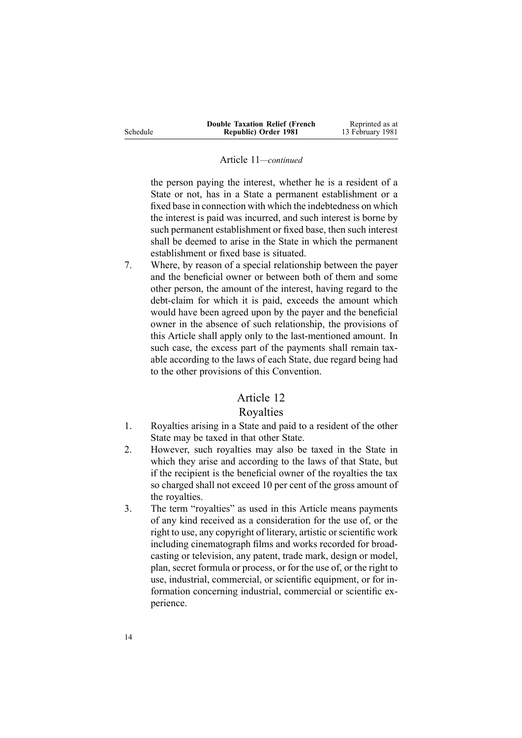Article 11—*continued*

the person paying the interest, whether he is a resident of a State or not, has in a State a permanent establishment or a fixed base in connection with which the indebtedness on which the interest is paid was incurred, and such interest is borne by such permanent establishment or fixed base, then such interest shall be deemed to arise in the State in which the permanent establishment or fixed base is situated.

7. Where, by reason of a special relationship between the payer and the beneficial owner or between both of them and some other person, the amount of the interest, having regard to the debt-claim for which it is paid, exceeds the amount which would have been agreed upon by the payer and the beneficial owner in the absence of such relationship, the provisions of this Article shall apply only to the last-mentioned amount. In such case, the excess part of the payments shall remain taxable according to the laws of each State, due regard being had to the other provisions of this Convention.

## Article 12
## Royalties

1. Royalties arising in a State and paid to a resident of the other State may be taxed in that other State.
2. However, such royalties may also be taxed in the State in which they arise and according to the laws of that State, but if the recipient is the beneficial owner of the royalties the tax so charged shall not exceed 10 per cent of the gross amount of the royalties.
3. The term "royalties" as used in this Article means payments of any kind received as a consideration for the use of, or the right to use, any copyright of literary, artistic or scientific work including cinematograph films and works recorded for broadcasting or television, any patent, trade mark, design or model, plan, secret formula or process, or for the use of, or the right to use, industrial, commercial, or scientific equipment, or for information concerning industrial, commercial or scientific experience.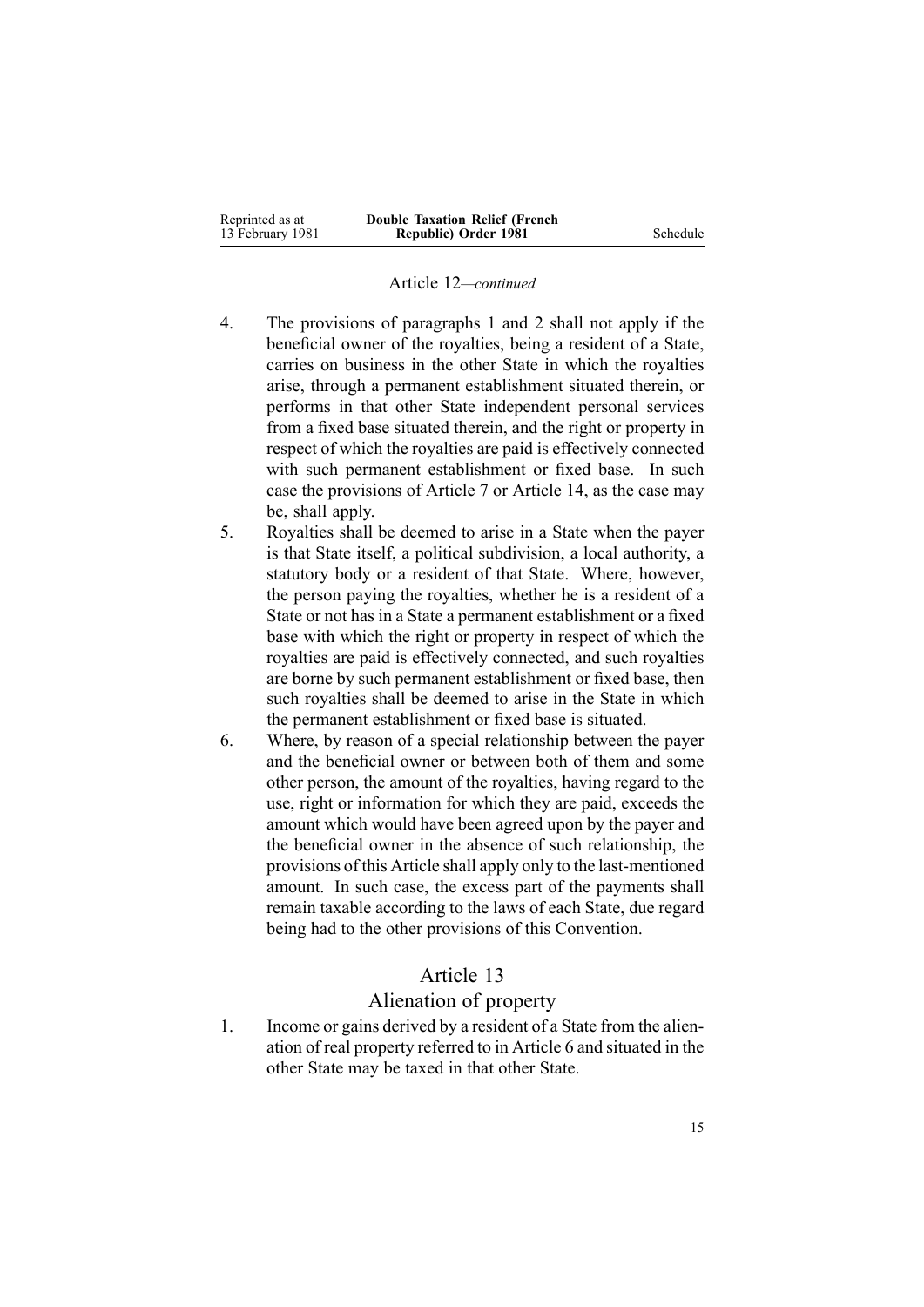Article 12—*continued*

4. The provisions of paragraphs 1 and 2 shall not apply if the beneficial owner of the royalties, being a resident of a State, carries on business in the other State in which the royalties arise, through a permanent establishment situated therein, or performs in that other State independent personal services from a fixed base situated therein, and the right or property in respect of which the royalties are paid is effectively connected with such permanent establishment or fixed base. In such case the provisions of Article 7 or Article 14, as the case may be, shall apply.
5. Royalties shall be deemed to arise in a State when the payer is that State itself, a political subdivision, a local authority, a statutory body or a resident of that State. Where, however, the person paying the royalties, whether he is a resident of a State or not has in a State a permanent establishment or a fixed base with which the right or property in respect of which the royalties are paid is effectively connected, and such royalties are borne by such permanent establishment or fixed base, then such royalties shall be deemed to arise in the State in which the permanent establishment or fixed base is situated.
6. Where, by reason of a special relationship between the payer and the beneficial owner or between both of them and some other person, the amount of the royalties, having regard to the use, right or information for which they are paid, exceeds the amount which would have been agreed upon by the payer and the beneficial owner in the absence of such relationship, the provisions of this Article shall apply only to the last-mentioned amount. In such case, the excess part of the payments shall remain taxable according to the laws of each State, due regard being had to the other provisions of this Convention.

## Article 13

## Alienation of property

1. Income or gains derived by a resident of a State from the alienation of real property referred to in Article 6 and situated in the other State may be taxed in that other State.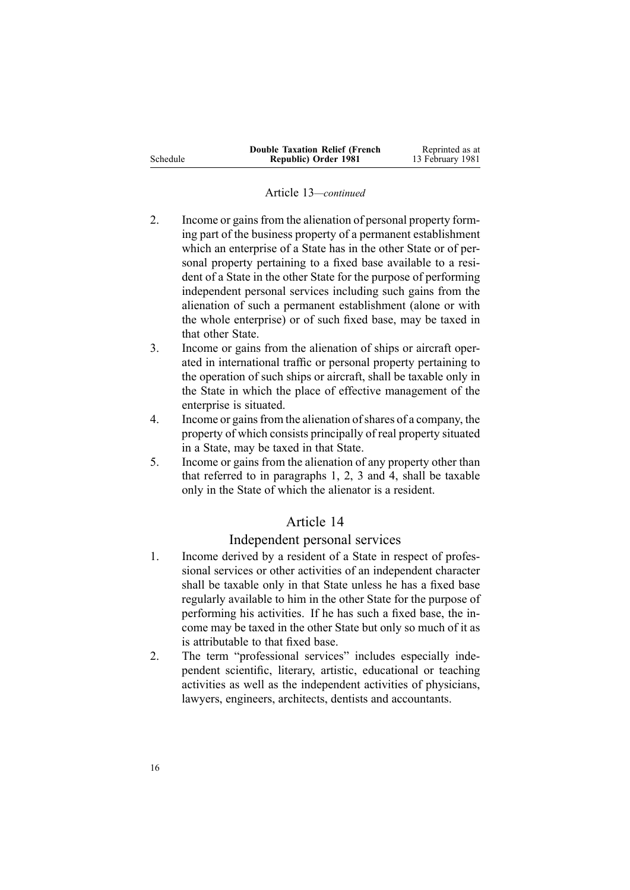Article 13—*continued*

2. Income or gains from the alienation of personal property forming part of the business property of a permanent establishment which an enterprise of a State has in the other State or of personal property pertaining to a fixed base available to a resident of a State in the other State for the purpose of performing independent personal services including such gains from the alienation of such a permanent establishment (alone or with the whole enterprise) or of such fixed base, may be taxed in that other State.
3. Income or gains from the alienation of ships or aircraft operated in international traffic or personal property pertaining to the operation of such ships or aircraft, shall be taxable only in the State in which the place of effective management of the enterprise is situated.
4. Income or gains from the alienation of shares of a company, the property of which consists principally of real property situated in a State, may be taxed in that State.
5. Income or gains from the alienation of any property other than that referred to in paragraphs 1, 2, 3 and 4, shall be taxable only in the State of which the alienator is a resident.

## Article 14

### Independent personal services

1. Income derived by a resident of a State in respect of professional services or other activities of an independent character shall be taxable only in that State unless he has a fixed base regularly available to him in the other State for the purpose of performing his activities. If he has such a fixed base, the income may be taxed in the other State but only so much of it as is attributable to that fixed base.
2. The term "professional services" includes especially independent scientific, literary, artistic, educational or teaching activities as well as the independent activities of physicians, lawyers, engineers, architects, dentists and accountants.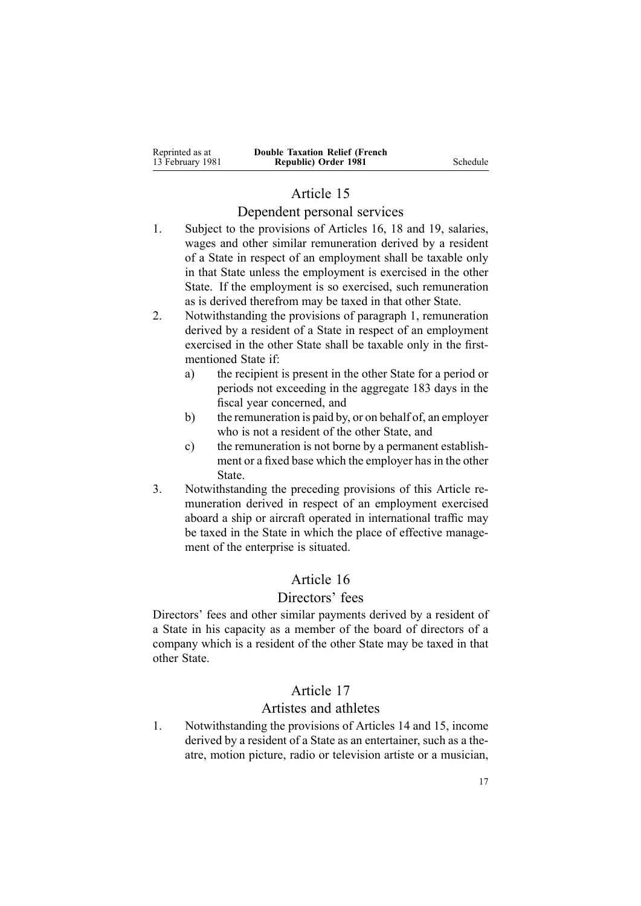## Article 15

### Dependent personal services

1. Subject to the provisions of Articles 16, 18 and 19, salaries, wages and other similar remuneration derived by a resident of a State in respect of an employment shall be taxable only in that State unless the employment is exercised in the other State. If the employment is so exercised, such remuneration as is derived therefrom may be taxed in that other State.
2. Notwithstanding the provisions of paragraph 1, remuneration derived by a resident of a State in respect of an employment exercised in the other State shall be taxable only in the first-mentioned State if:
   - a) the recipient is present in the other State for a period or periods not exceeding in the aggregate 183 days in the fiscal year concerned, and
   - b) the remuneration is paid by, or on behalf of, an employer who is not a resident of the other State, and
   - c) the remuneration is not borne by a permanent establishment or a fixed base which the employer has in the other State.
3. Notwithstanding the preceding provisions of this Article remuneration derived in respect of an employment exercised aboard a ship or aircraft operated in international traffic may be taxed in the State in which the place of effective management of the enterprise is situated.

## Article 16

### Directors' fees

Directors' fees and other similar payments derived by a resident of a State in his capacity as a member of the board of directors of a company which is a resident of the other State may be taxed in that other State.

## Article 17

### Artistes and athletes

1. Notwithstanding the provisions of Articles 14 and 15, income derived by a resident of a State as an entertainer, such as a theatre, motion picture, radio or television artiste or a musician,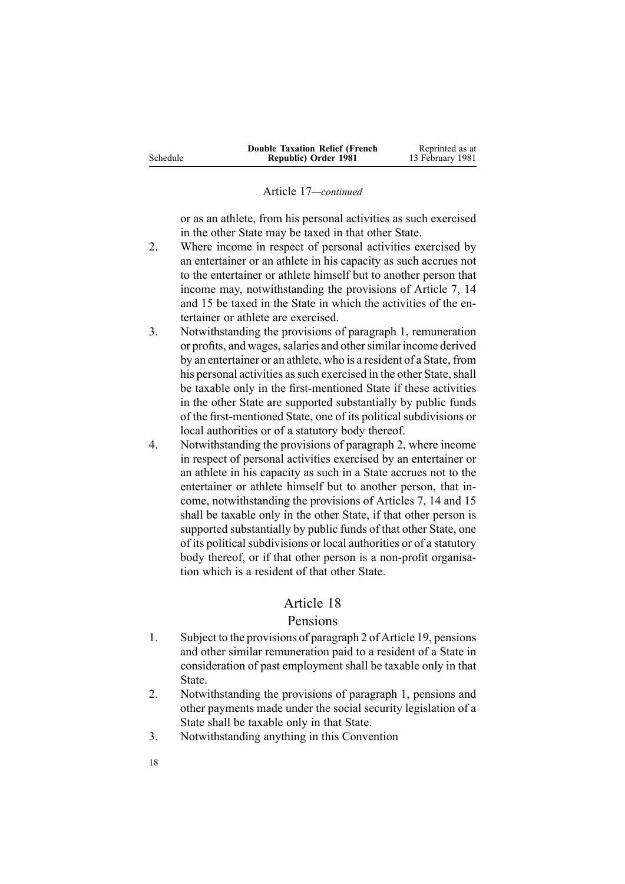Article 17—*continued*

or as an athlete, from his personal activities as such exercised in the other State may be taxed in that other State.

2. Where income in respect of personal activities exercised by an entertainer or an athlete in his capacity as such accrues not to the entertainer or athlete himself but to another person that income may, notwithstanding the provisions of Article 7, 14 and 15 be taxed in the State in which the activities of the entertainer or athlete are exercised.

3. Notwithstanding the provisions of paragraph 1, remuneration or profits, and wages, salaries and other similar income derived by an entertainer or an athlete, who is a resident of a State, from his personal activities as such exercised in the other State, shall be taxable only in the first-mentioned State if these activities in the other State are supported substantially by public funds of the first-mentioned State, one of its political subdivisions or local authorities or of a statutory body thereof.

4. Notwithstanding the provisions of paragraph 2, where income in respect of personal activities exercised by an entertainer or an athlete in his capacity as such in a State accrues not to the entertainer or athlete himself but to another person, that income, notwithstanding the provisions of Articles 7, 14 and 15 shall be taxable only in the other State, if that other person is supported substantially by public funds of that other State, one of its political subdivisions or local authorities or of a statutory body thereof, or if that other person is a non-profit organisation which is a resident of that other State.

## Article 18

## Pensions

1. Subject to the provisions of paragraph 2 of Article 19, pensions and other similar remuneration paid to a resident of a State in consideration of past employment shall be taxable only in that State.

2. Notwithstanding the provisions of paragraph 1, pensions and other payments made under the social security legislation of a State shall be taxable only in that State.

3. Notwithstanding anything in this Convention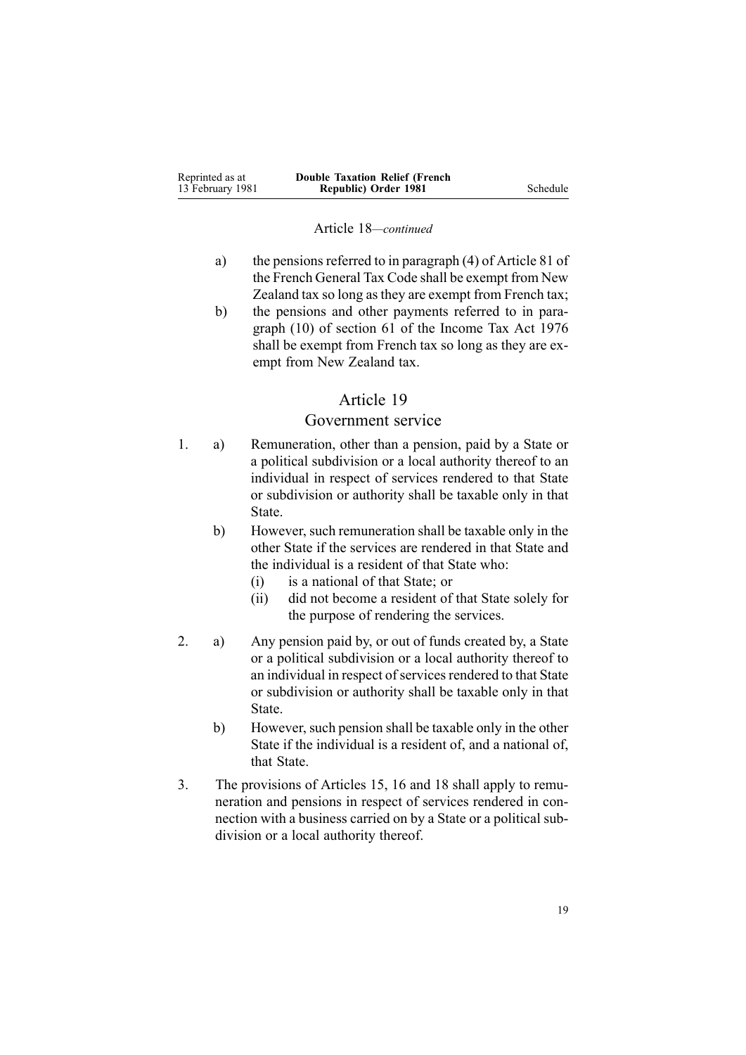Article 18—*continued*

- a) the pensions referred to in paragraph (4) of Article 81 of the French General Tax Code shall be exempt from New Zealand tax so long as they are exempt from French tax;
- b) the pensions and other payments referred to in paragraph (10) of section 61 of the Income Tax Act 1976 shall be exempt from French tax so long as they are exempt from New Zealand tax.

## Article 19

## Government service

1. a) Remuneration, other than a pension, paid by a State or a political subdivision or a local authority thereof to an individual in respect of services rendered to that State or subdivision or authority shall be taxable only in that State.

   b) However, such remuneration shall be taxable only in the other State if the services are rendered in that State and the individual is a resident of that State who:
      - (i) is a national of that State; or
      - (ii) did not become a resident of that State solely for the purpose of rendering the services.

2. a) Any pension paid by, or out of funds created by, a State or a political subdivision or a local authority thereof to an individual in respect of services rendered to that State or subdivision or authority shall be taxable only in that State.

   b) However, such pension shall be taxable only in the other State if the individual is a resident of, and a national of, that State.

3. The provisions of Articles 15, 16 and 18 shall apply to remuneration and pensions in respect of services rendered in connection with a business carried on by a State or a political subdivision or a local authority thereof.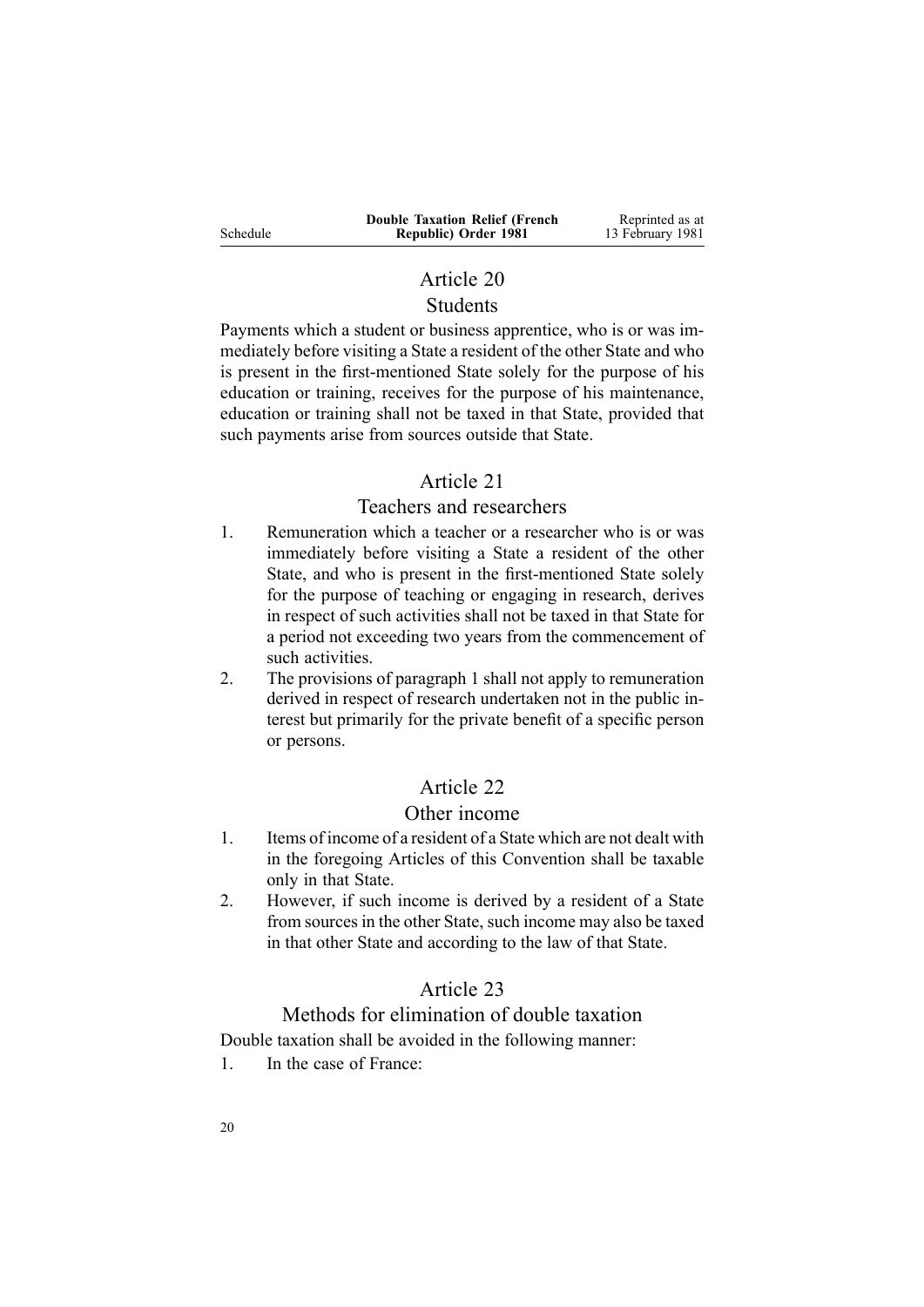## Article 20

### Students

Payments which a student or business apprentice, who is or was immediately before visiting a State a resident of the other State and who is present in the first-mentioned State solely for the purpose of his education or training, receives for the purpose of his maintenance, education or training shall not be taxed in that State, provided that such payments arise from sources outside that State.

## Article 21

### Teachers and researchers

1. Remuneration which a teacher or a researcher who is or was immediately before visiting a State a resident of the other State, and who is present in the first-mentioned State solely for the purpose of teaching or engaging in research, derives in respect of such activities shall not be taxed in that State for a period not exceeding two years from the commencement of such activities.
2. The provisions of paragraph 1 shall not apply to remuneration derived in respect of research undertaken not in the public interest but primarily for the private benefit of a specific person or persons.

## Article 22

### Other income

1. Items of income of a resident of a State which are not dealt with in the foregoing Articles of this Convention shall be taxable only in that State.
2. However, if such income is derived by a resident of a State from sources in the other State, such income may also be taxed in that other State and according to the law of that State.

## Article 23

### Methods for elimination of double taxation

Double taxation shall be avoided in the following manner:

1. In the case of France: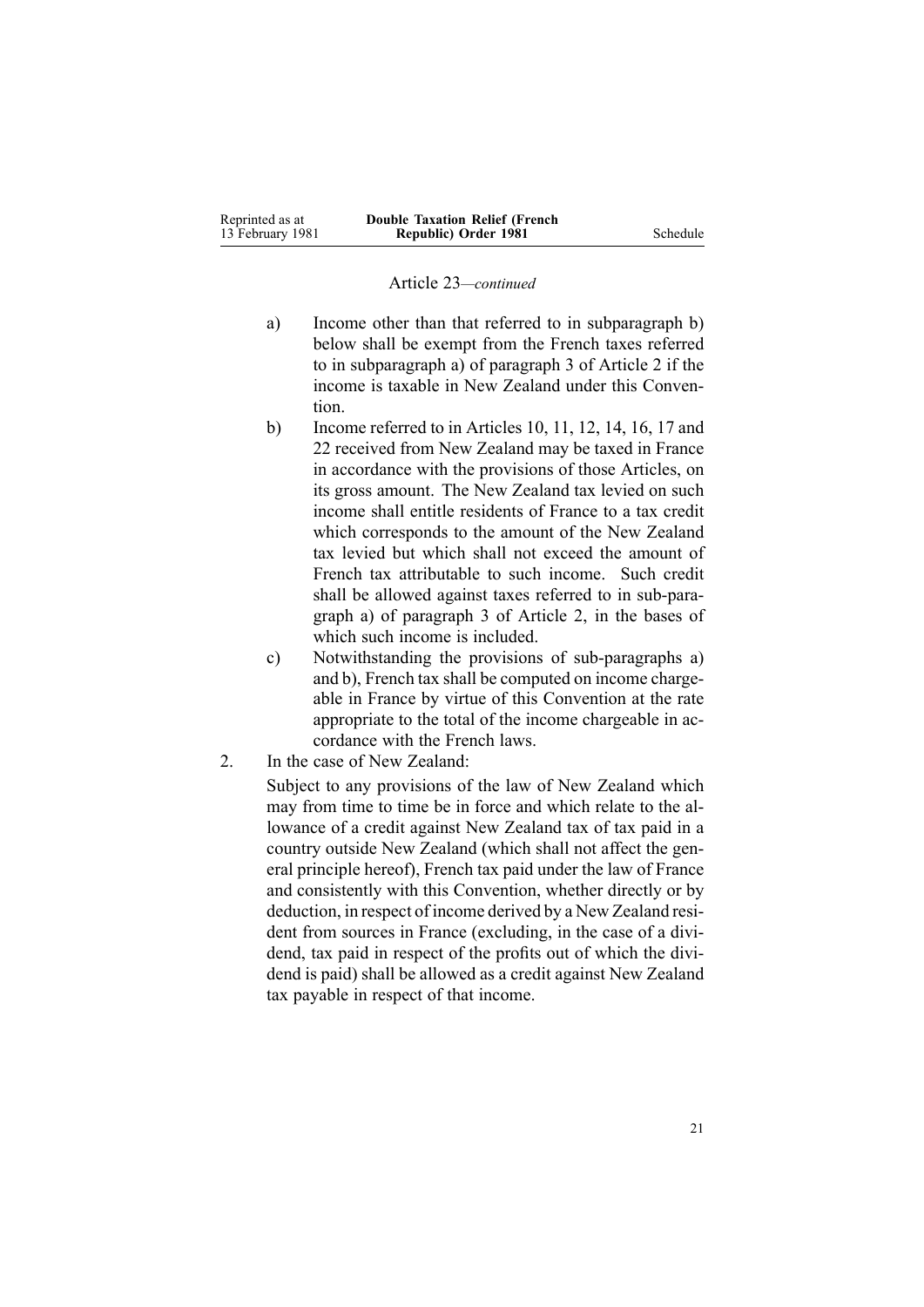Article 23—*continued*

a) Income other than that referred to in subparagraph b) below shall be exempt from the French taxes referred to in subparagraph a) of paragraph 3 of Article 2 if the income is taxable in New Zealand under this Convention.

b) Income referred to in Articles 10, 11, 12, 14, 16, 17 and 22 received from New Zealand may be taxed in France in accordance with the provisions of those Articles, on its gross amount. The New Zealand tax levied on such income shall entitle residents of France to a tax credit which corresponds to the amount of the New Zealand tax levied but which shall not exceed the amount of French tax attributable to such income. Such credit shall be allowed against taxes referred to in sub-paragraph a) of paragraph 3 of Article 2, in the bases of which such income is included.

c) Notwithstanding the provisions of sub-paragraphs a) and b), French tax shall be computed on income chargeable in France by virtue of this Convention at the rate appropriate to the total of the income chargeable in accordance with the French laws.

2. In the case of New Zealand:

Subject to any provisions of the law of New Zealand which may from time to time be in force and which relate to the allowance of a credit against New Zealand tax of tax paid in a country outside New Zealand (which shall not affect the general principle hereof), French tax paid under the law of France and consistently with this Convention, whether directly or by deduction, in respect of income derived by a New Zealand resident from sources in France (excluding, in the case of a dividend, tax paid in respect of the profits out of which the dividend is paid) shall be allowed as a credit against New Zealand tax payable in respect of that income.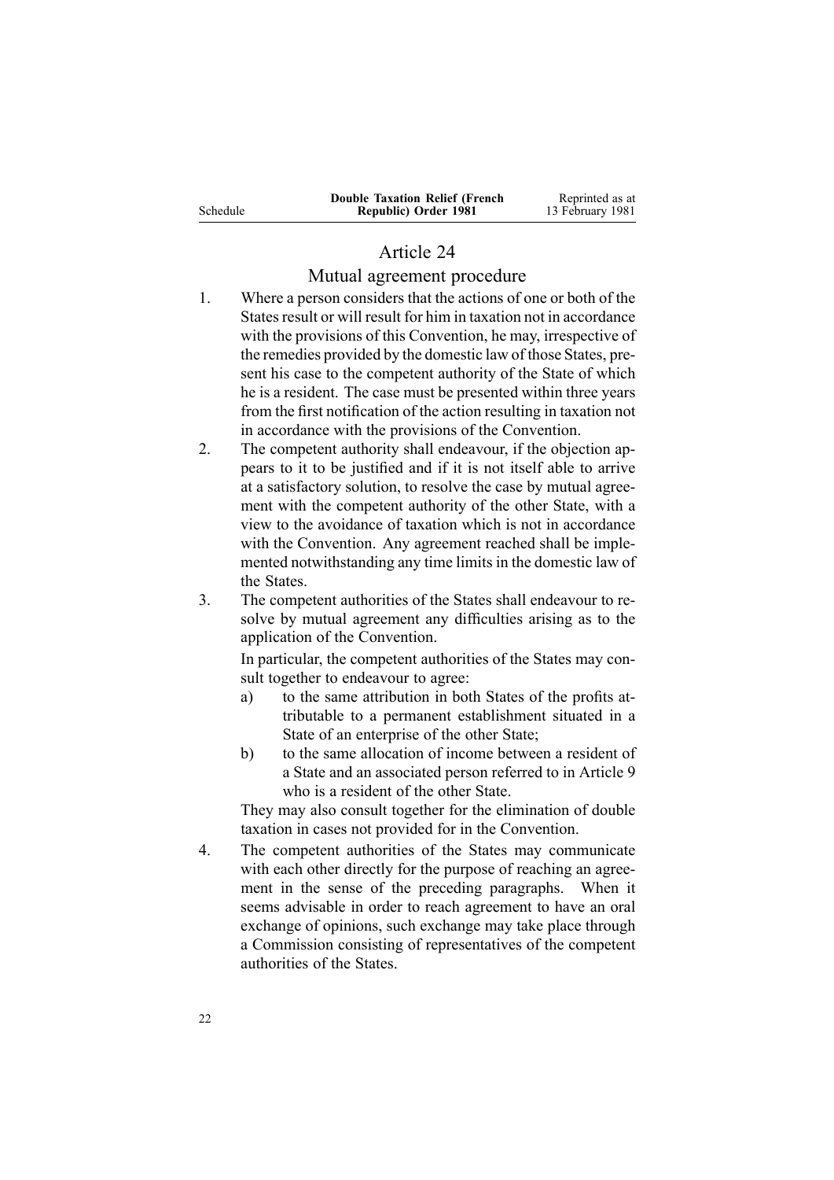## Article 24

### Mutual agreement procedure

1. Where a person considers that the actions of one or both of the States result or will result for him in taxation not in accordance with the provisions of this Convention, he may, irrespective of the remedies provided by the domestic law of those States, present his case to the competent authority of the State of which he is a resident. The case must be presented within three years from the first notification of the action resulting in taxation not in accordance with the provisions of the Convention.

2. The competent authority shall endeavour, if the objection appears to it to be justified and if it is not itself able to arrive at a satisfactory solution, to resolve the case by mutual agreement with the competent authority of the other State, with a view to the avoidance of taxation which is not in accordance with the Convention. Any agreement reached shall be implemented notwithstanding any time limits in the domestic law of the States.

3. The competent authorities of the States shall endeavour to resolve by mutual agreement any difficulties arising as to the application of the Convention.

   In particular, the competent authorities of the States may consult together to endeavour to agree:

   a) to the same attribution in both States of the profits attributable to a permanent establishment situated in a State of an enterprise of the other State;

   b) to the same allocation of income between a resident of a State and an associated person referred to in Article 9 who is a resident of the other State.

   They may also consult together for the elimination of double taxation in cases not provided for in the Convention.

4. The competent authorities of the States may communicate with each other directly for the purpose of reaching an agreement in the sense of the preceding paragraphs. When it seems advisable in order to reach agreement to have an oral exchange of opinions, such exchange may take place through a Commission consisting of representatives of the competent authorities of the States.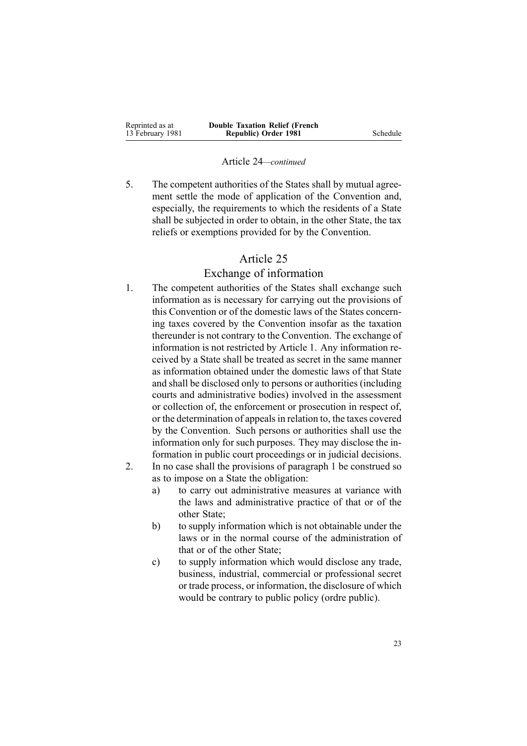Article 24—*continued*

5. The competent authorities of the States shall by mutual agreement settle the mode of application of the Convention and, especially, the requirements to which the residents of a State shall be subjected in order to obtain, in the other State, the tax reliefs or exemptions provided for by the Convention.

## Article 25
## Exchange of information

1. The competent authorities of the States shall exchange such information as is necessary for carrying out the provisions of this Convention or of the domestic laws of the States concerning taxes covered by the Convention insofar as the taxation thereunder is not contrary to the Convention. The exchange of information is not restricted by Article 1. Any information received by a State shall be treated as secret in the same manner as information obtained under the domestic laws of that State and shall be disclosed only to persons or authorities (including courts and administrative bodies) involved in the assessment or collection of, the enforcement or prosecution in respect of, or the determination of appeals in relation to, the taxes covered by the Convention. Such persons or authorities shall use the information only for such purposes. They may disclose the information in public court proceedings or in judicial decisions.
2. In no case shall the provisions of paragraph 1 be construed so as to impose on a State the obligation:
   a) to carry out administrative measures at variance with the laws and administrative practice of that or of the other State;
   b) to supply information which is not obtainable under the laws or in the normal course of the administration of that or of the other State;
   c) to supply information which would disclose any trade, business, industrial, commercial or professional secret or trade process, or information, the disclosure of which would be contrary to public policy (ordre public).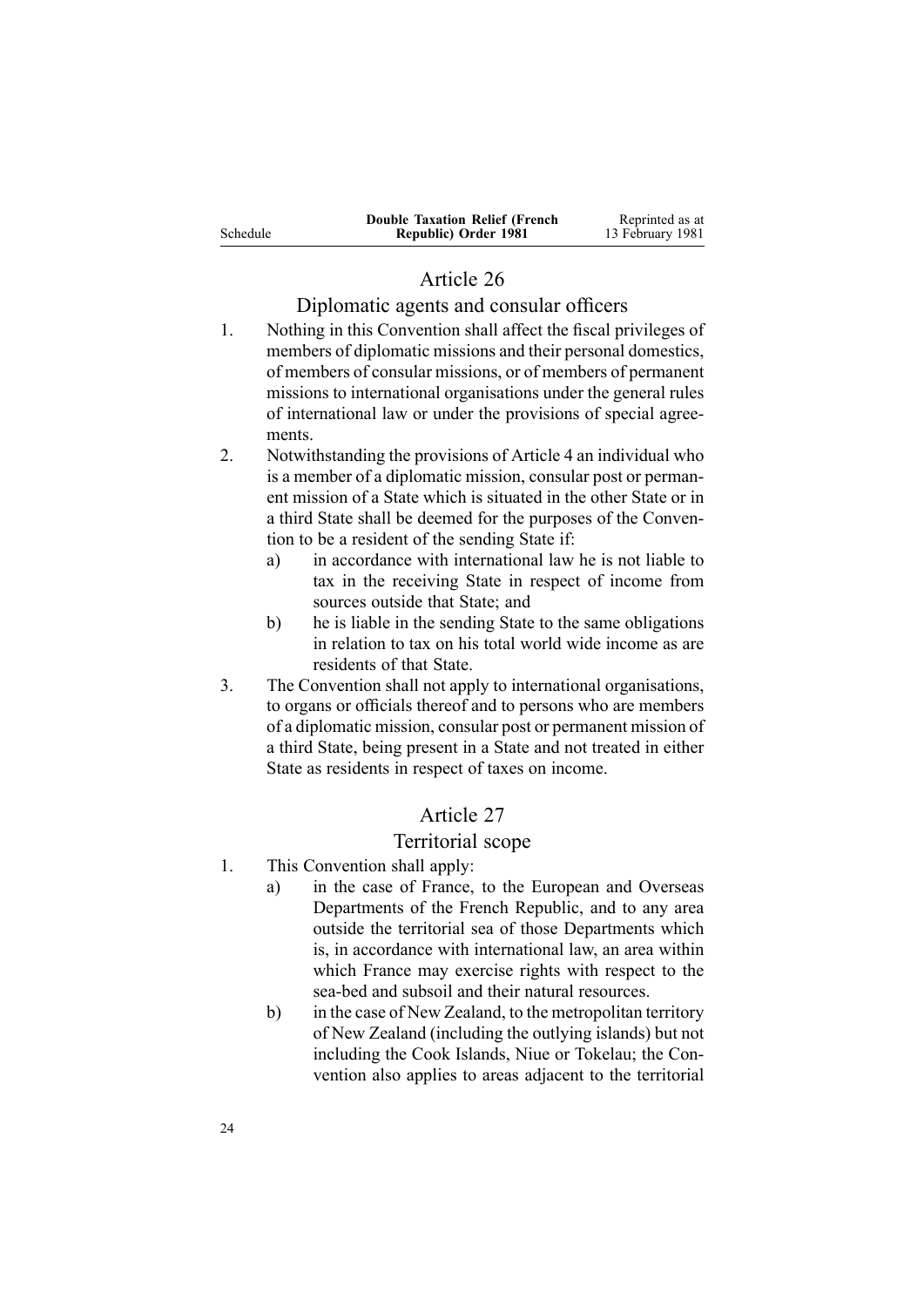## Article 26

### Diplomatic agents and consular officers

1. Nothing in this Convention shall affect the fiscal privileges of members of diplomatic missions and their personal domestics, of members of consular missions, or of members of permanent missions to international organisations under the general rules of international law or under the provisions of special agreements.
2. Notwithstanding the provisions of Article 4 an individual who is a member of a diplomatic mission, consular post or permanent mission of a State which is situated in the other State or in a third State shall be deemed for the purposes of the Convention to be a resident of the sending State if:
   a) in accordance with international law he is not liable to tax in the receiving State in respect of income from sources outside that State; and
   b) he is liable in the sending State to the same obligations in relation to tax on his total world wide income as are residents of that State.
3. The Convention shall not apply to international organisations, to organs or officials thereof and to persons who are members of a diplomatic mission, consular post or permanent mission of a third State, being present in a State and not treated in either State as residents in respect of taxes on income.

## Article 27

### Territorial scope

1. This Convention shall apply:
   a) in the case of France, to the European and Overseas Departments of the French Republic, and to any area outside the territorial sea of those Departments which is, in accordance with international law, an area within which France may exercise rights with respect to the sea-bed and subsoil and their natural resources.
   b) in the case of New Zealand, to the metropolitan territory of New Zealand (including the outlying islands) but not including the Cook Islands, Niue or Tokelau; the Convention also applies to areas adjacent to the territorial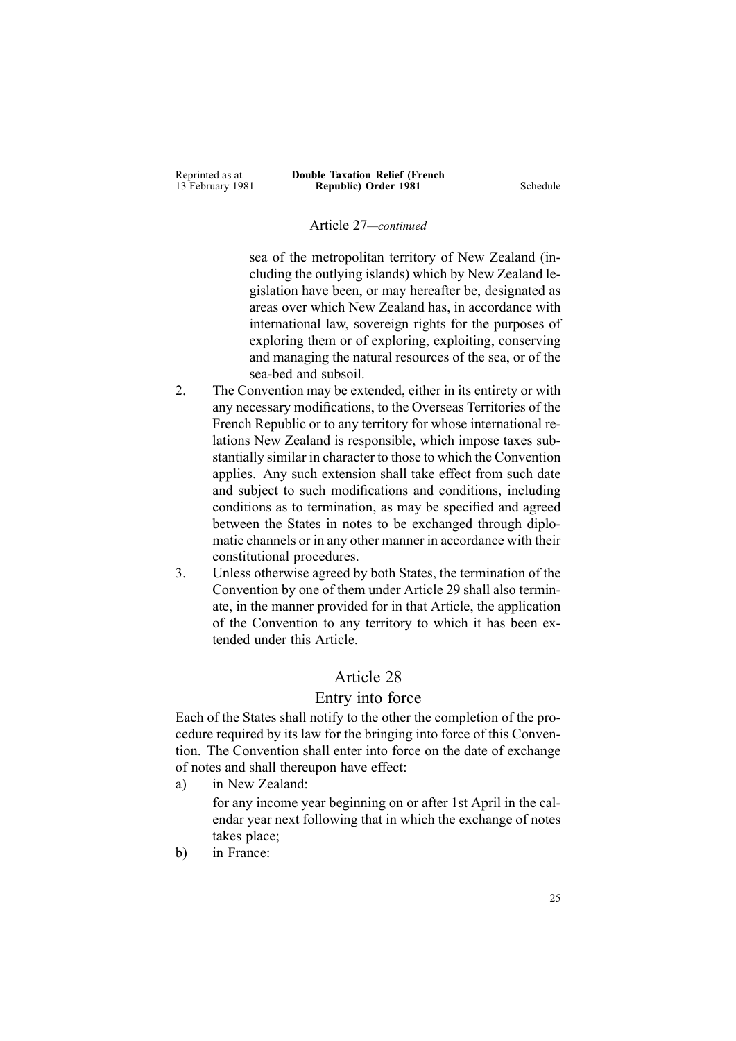Article 27—*continued*

sea of the metropolitan territory of New Zealand (including the outlying islands) which by New Zealand legislation have been, or may hereafter be, designated as areas over which New Zealand has, in accordance with international law, sovereign rights for the purposes of exploring them or of exploring, exploiting, conserving and managing the natural resources of the sea, or of the sea-bed and subsoil.

2. The Convention may be extended, either in its entirety or with any necessary modifications, to the Overseas Territories of the French Republic or to any territory for whose international relations New Zealand is responsible, which impose taxes substantially similar in character to those to which the Convention applies. Any such extension shall take effect from such date and subject to such modifications and conditions, including conditions as to termination, as may be specified and agreed between the States in notes to be exchanged through diplomatic channels or in any other manner in accordance with their constitutional procedures.

3. Unless otherwise agreed by both States, the termination of the Convention by one of them under Article 29 shall also terminate, in the manner provided for in that Article, the application of the Convention to any territory to which it has been extended under this Article.

## Article 28

## Entry into force

Each of the States shall notify to the other the completion of the procedure required by its law for the bringing into force of this Convention. The Convention shall enter into force on the date of exchange of notes and shall thereupon have effect:

a) in New Zealand:

   for any income year beginning on or after 1st April in the calendar year next following that in which the exchange of notes takes place;

b) in France: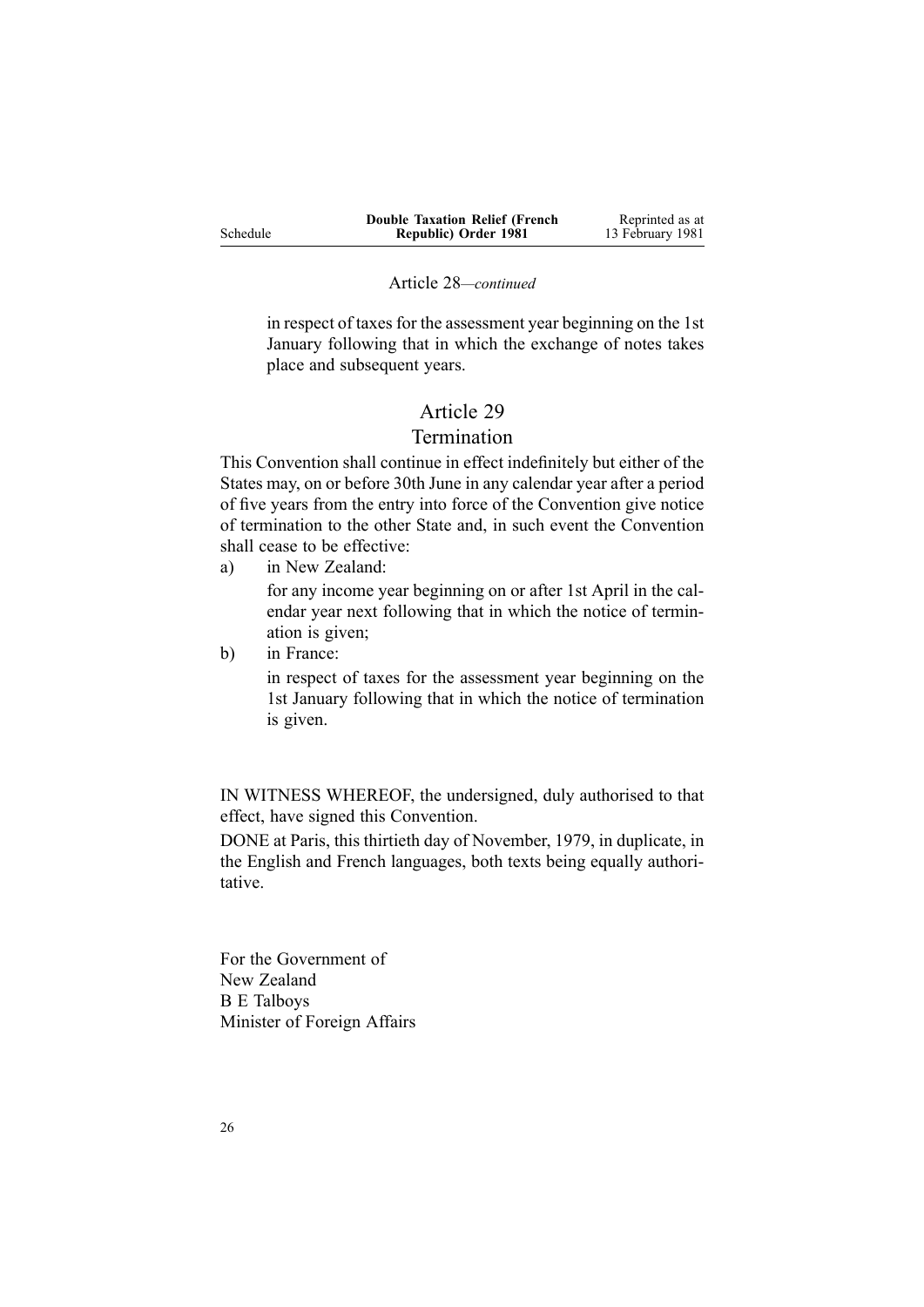Article 28—*continued*

in respect of taxes for the assessment year beginning on the 1st January following that in which the exchange of notes takes place and subsequent years.

## Article 29
## Termination

This Convention shall continue in effect indefinitely but either of the States may, on or before 30th June in any calendar year after a period of five years from the entry into force of the Convention give notice of termination to the other State and, in such event the Convention shall cease to be effective:

a) in New Zealand:

   for any income year beginning on or after 1st April in the calendar year next following that in which the notice of termination is given;

b) in France:

   in respect of taxes for the assessment year beginning on the 1st January following that in which the notice of termination is given.

IN WITNESS WHEREOF, the undersigned, duly authorised to that effect, have signed this Convention.

DONE at Paris, this thirtieth day of November, 1979, in duplicate, in the English and French languages, both texts being equally authoritative.

For the Government of
New Zealand
B E Talboys
Minister of Foreign Affairs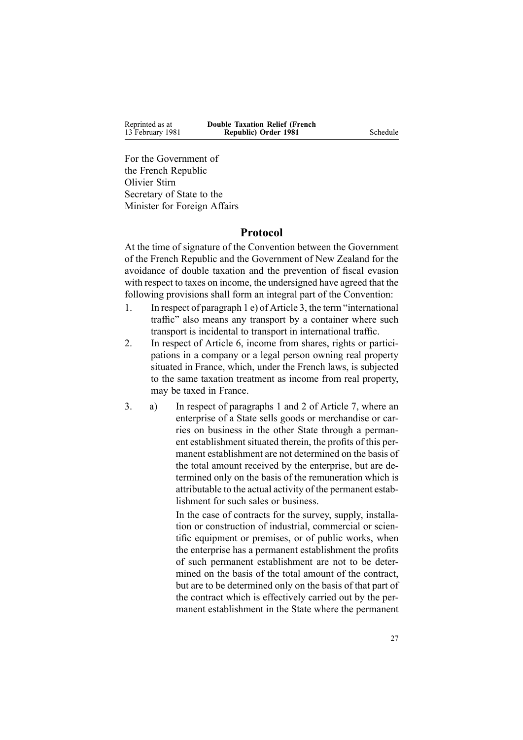For the Government of
the French Republic
Olivier Stirn
Secretary of State to the
Minister for Foreign Affairs

## Protocol

At the time of signature of the Convention between the Government of the French Republic and the Government of New Zealand for the avoidance of double taxation and the prevention of fiscal evasion with respect to taxes on income, the undersigned have agreed that the following provisions shall form an integral part of the Convention:

1. In respect of paragraph 1 e) of Article 3, the term "international traffic" also means any transport by a container where such transport is incidental to transport in international traffic.
2. In respect of Article 6, income from shares, rights or participations in a company or a legal person owning real property situated in France, which, under the French laws, is subjected to the same taxation treatment as income from real property, may be taxed in France.
3. a) In respect of paragraphs 1 and 2 of Article 7, where an enterprise of a State sells goods or merchandise or carries on business in the other State through a permanent establishment situated therein, the profits of this permanent establishment are not determined on the basis of the total amount received by the enterprise, but are determined only on the basis of the remuneration which is attributable to the actual activity of the permanent establishment for such sales or business.

   In the case of contracts for the survey, supply, installation or construction of industrial, commercial or scientific equipment or premises, or of public works, when the enterprise has a permanent establishment the profits of such permanent establishment are not to be determined on the basis of the total amount of the contract, but are to be determined only on the basis of that part of the contract which is effectively carried out by the permanent establishment in the State where the permanent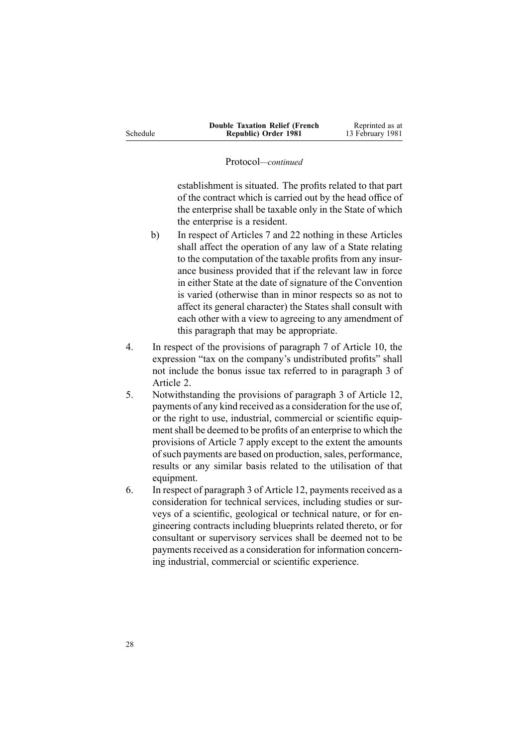Protocol—*continued*

establishment is situated. The profits related to that part of the contract which is carried out by the head office of the enterprise shall be taxable only in the State of which the enterprise is a resident.

b) In respect of Articles 7 and 22 nothing in these Articles shall affect the operation of any law of a State relating to the computation of the taxable profits from any insurance business provided that if the relevant law in force in either State at the date of signature of the Convention is varied (otherwise than in minor respects so as not to affect its general character) the States shall consult with each other with a view to agreeing to any amendment of this paragraph that may be appropriate.

4. In respect of the provisions of paragraph 7 of Article 10, the expression "tax on the company's undistributed profits" shall not include the bonus issue tax referred to in paragraph 3 of Article 2.

5. Notwithstanding the provisions of paragraph 3 of Article 12, payments of any kind received as a consideration for the use of, or the right to use, industrial, commercial or scientific equipment shall be deemed to be profits of an enterprise to which the provisions of Article 7 apply except to the extent the amounts of such payments are based on production, sales, performance, results or any similar basis related to the utilisation of that equipment.

6. In respect of paragraph 3 of Article 12, payments received as a consideration for technical services, including studies or surveys of a scientific, geological or technical nature, or for engineering contracts including blueprints related thereto, or for consultant or supervisory services shall be deemed not to be payments received as a consideration for information concerning industrial, commercial or scientific experience.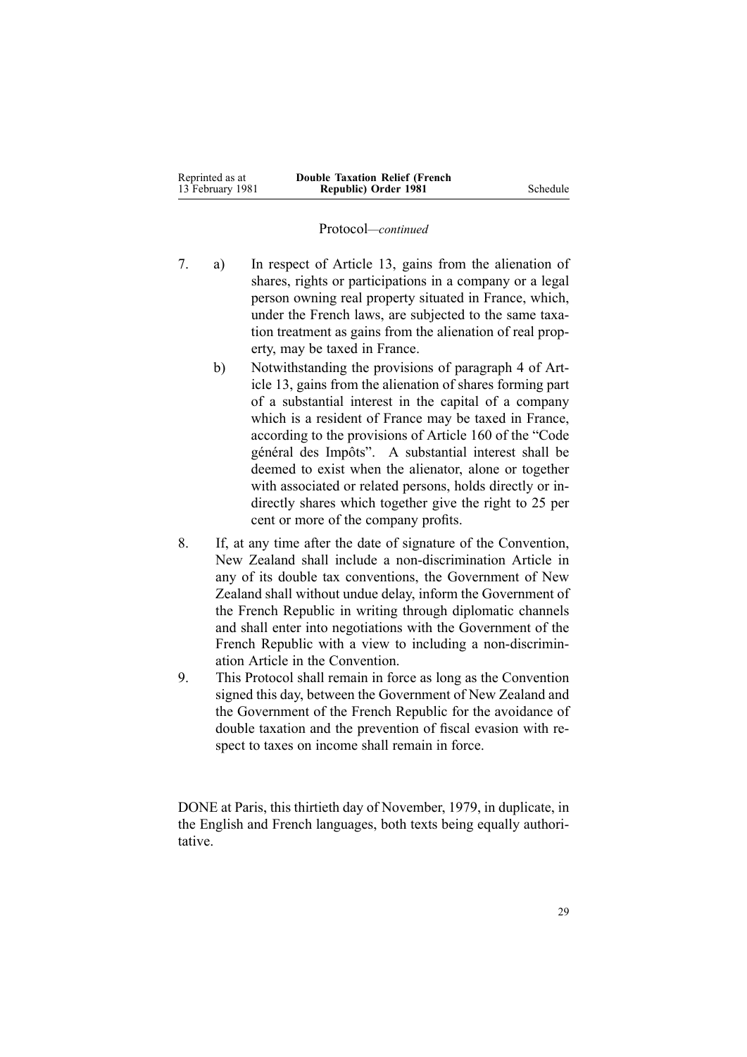Protocol—*continued*

7. a) In respect of Article 13, gains from the alienation of shares, rights or participations in a company or a legal person owning real property situated in France, which, under the French laws, are subjected to the same taxation treatment as gains from the alienation of real property, may be taxed in France.

   b) Notwithstanding the provisions of paragraph 4 of Article 13, gains from the alienation of shares forming part of a substantial interest in the capital of a company which is a resident of France may be taxed in France, according to the provisions of Article 160 of the "Code général des Impôts". A substantial interest shall be deemed to exist when the alienator, alone or together with associated or related persons, holds directly or indirectly shares which together give the right to 25 per cent or more of the company profits.

8. If, at any time after the date of signature of the Convention, New Zealand shall include a non-discrimination Article in any of its double tax conventions, the Government of New Zealand shall without undue delay, inform the Government of the French Republic in writing through diplomatic channels and shall enter into negotiations with the Government of the French Republic with a view to including a non-discrimination Article in the Convention.

9. This Protocol shall remain in force as long as the Convention signed this day, between the Government of New Zealand and the Government of the French Republic for the avoidance of double taxation and the prevention of fiscal evasion with respect to taxes on income shall remain in force.

DONE at Paris, this thirtieth day of November, 1979, in duplicate, in the English and French languages, both texts being equally authoritative.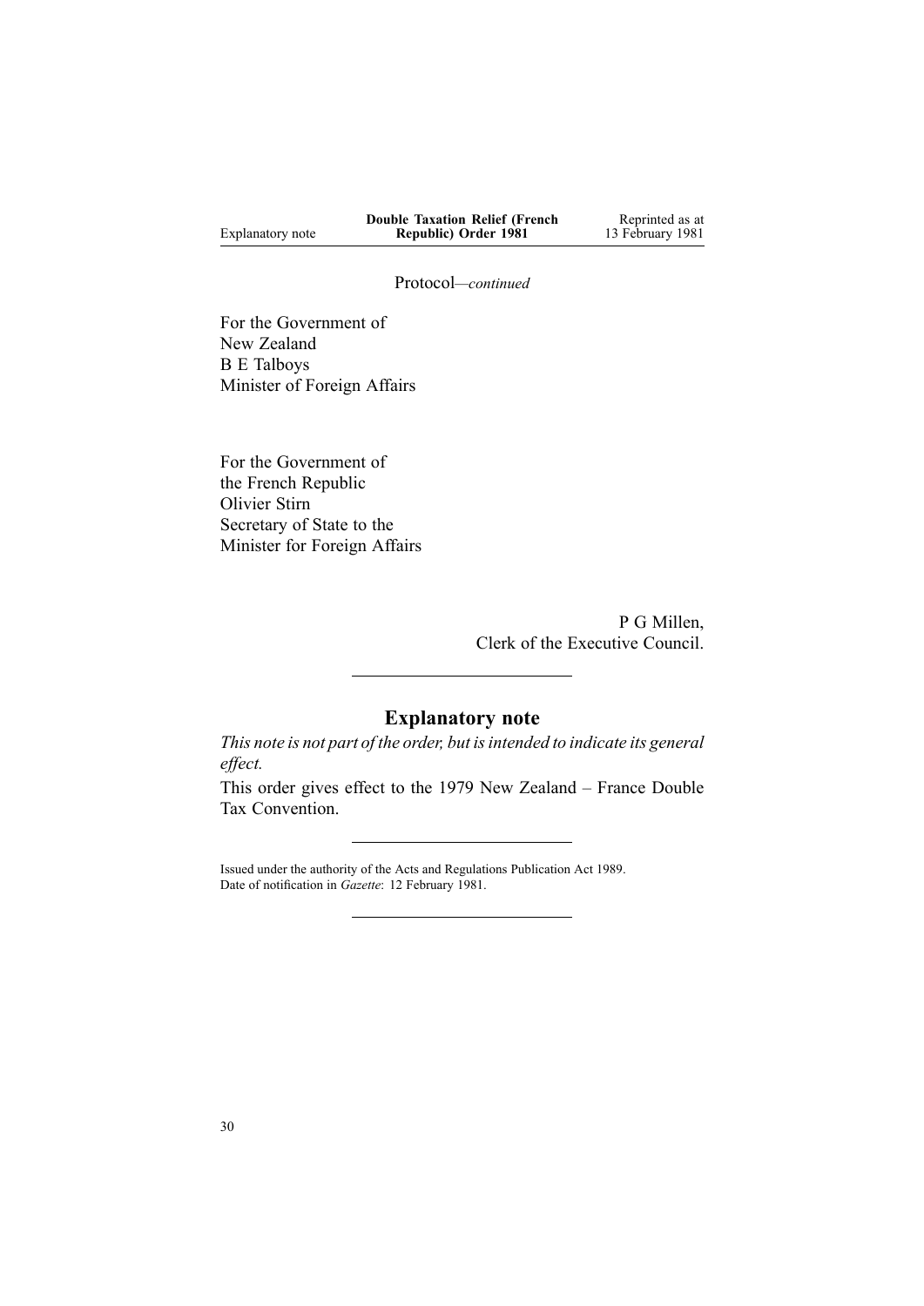Protocol—*continued*

For the Government of
New Zealand
B E Talboys
Minister of Foreign Affairs

For the Government of
the French Republic
Olivier Stirn
Secretary of State to the
Minister for Foreign Affairs

P G Millen,
Clerk of the Executive Council.

## Explanatory note

*This note is not part of the order, but is intended to indicate its general effect.*

This order gives effect to the 1979 New Zealand – France Double Tax Convention.

Issued under the authority of the Acts and Regulations Publication Act 1989.
Date of notification in *Gazette*: 12 February 1981.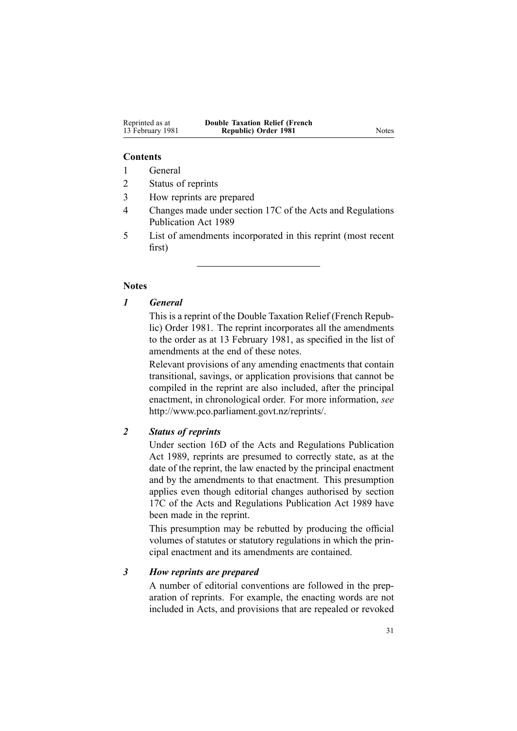**Contents**

1 General
2 Status of reprints
3 How reprints are prepared
4 Changes made under section 17C of the Acts and Regulations Publication Act 1989
5 List of amendments incorporated in this reprint (most recent first)

---

**Notes**

***1 General***

This is a reprint of the Double Taxation Relief (French Republic) Order 1981. The reprint incorporates all the amendments to the order as at 13 February 1981, as specified in the list of amendments at the end of these notes.

Relevant provisions of any amending enactments that contain transitional, savings, or application provisions that cannot be compiled in the reprint are also included, after the principal enactment, in chronological order. For more information, *see* http://www.pco.parliament.govt.nz/reprints/.

***2 Status of reprints***

Under section 16D of the Acts and Regulations Publication Act 1989, reprints are presumed to correctly state, as at the date of the reprint, the law enacted by the principal enactment and by the amendments to that enactment. This presumption applies even though editorial changes authorised by section 17C of the Acts and Regulations Publication Act 1989 have been made in the reprint.

This presumption may be rebutted by producing the official volumes of statutes or statutory regulations in which the principal enactment and its amendments are contained.

***3 How reprints are prepared***

A number of editorial conventions are followed in the preparation of reprints. For example, the enacting words are not included in Acts, and provisions that are repealed or revoked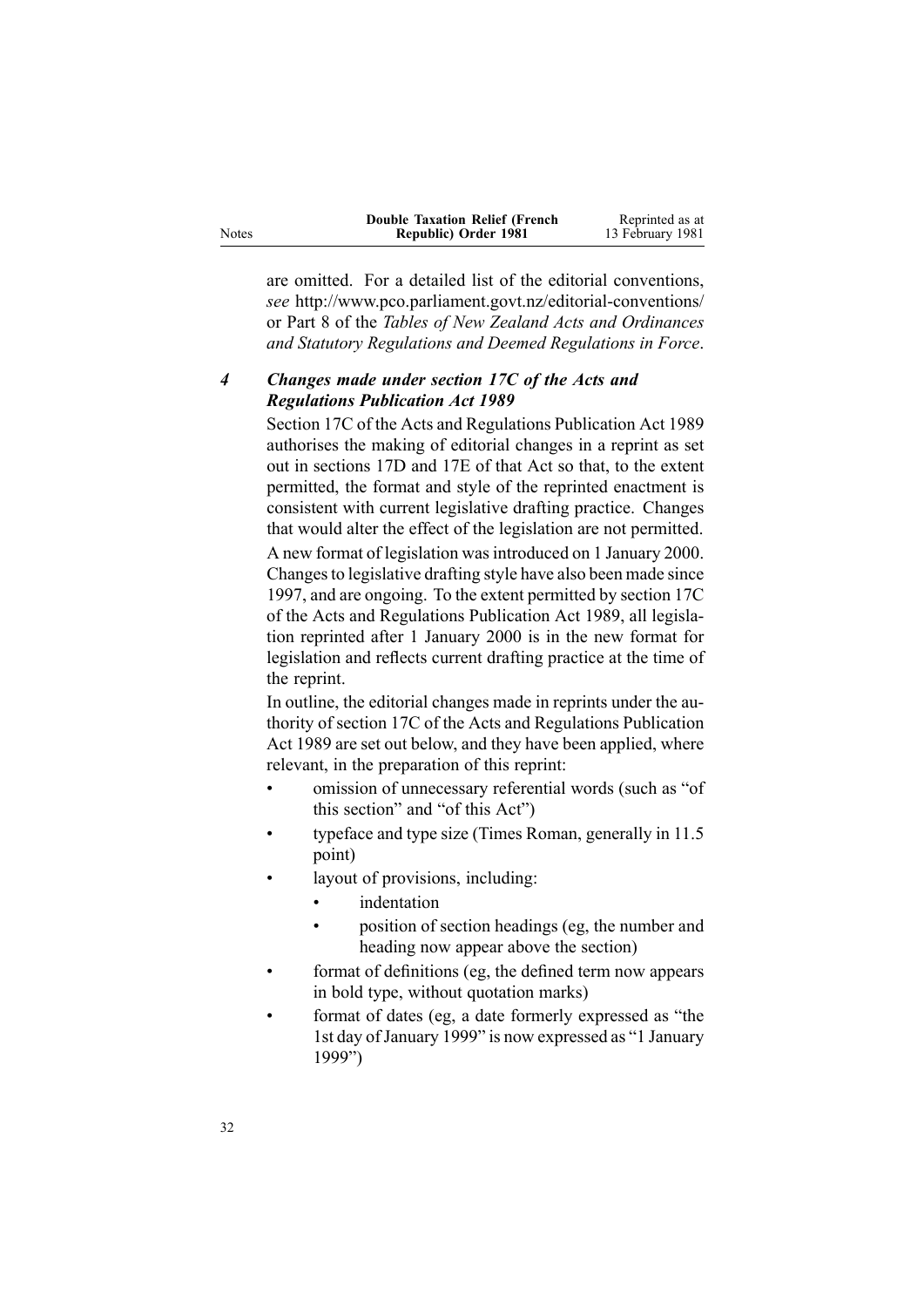are omitted. For a detailed list of the editorial conventions, *see* http://www.pco.parliament.govt.nz/editorial-conventions/ or Part 8 of the *Tables of New Zealand Acts and Ordinances and Statutory Regulations and Deemed Regulations in Force*.

### *4 Changes made under section 17C of the Acts and Regulations Publication Act 1989*

Section 17C of the Acts and Regulations Publication Act 1989 authorises the making of editorial changes in a reprint as set out in sections 17D and 17E of that Act so that, to the extent permitted, the format and style of the reprinted enactment is consistent with current legislative drafting practice. Changes that would alter the effect of the legislation are not permitted.

A new format of legislation was introduced on 1 January 2000. Changes to legislative drafting style have also been made since 1997, and are ongoing. To the extent permitted by section 17C of the Acts and Regulations Publication Act 1989, all legislation reprinted after 1 January 2000 is in the new format for legislation and reflects current drafting practice at the time of the reprint.

In outline, the editorial changes made in reprints under the authority of section 17C of the Acts and Regulations Publication Act 1989 are set out below, and they have been applied, where relevant, in the preparation of this reprint:

- omission of unnecessary referential words (such as "of this section" and "of this Act")
- typeface and type size (Times Roman, generally in 11.5 point)
- layout of provisions, including:
  - indentation
  - position of section headings (eg, the number and heading now appear above the section)
- format of definitions (eg, the defined term now appears in bold type, without quotation marks)
- format of dates (eg, a date formerly expressed as "the 1st day of January 1999" is now expressed as "1 January 1999")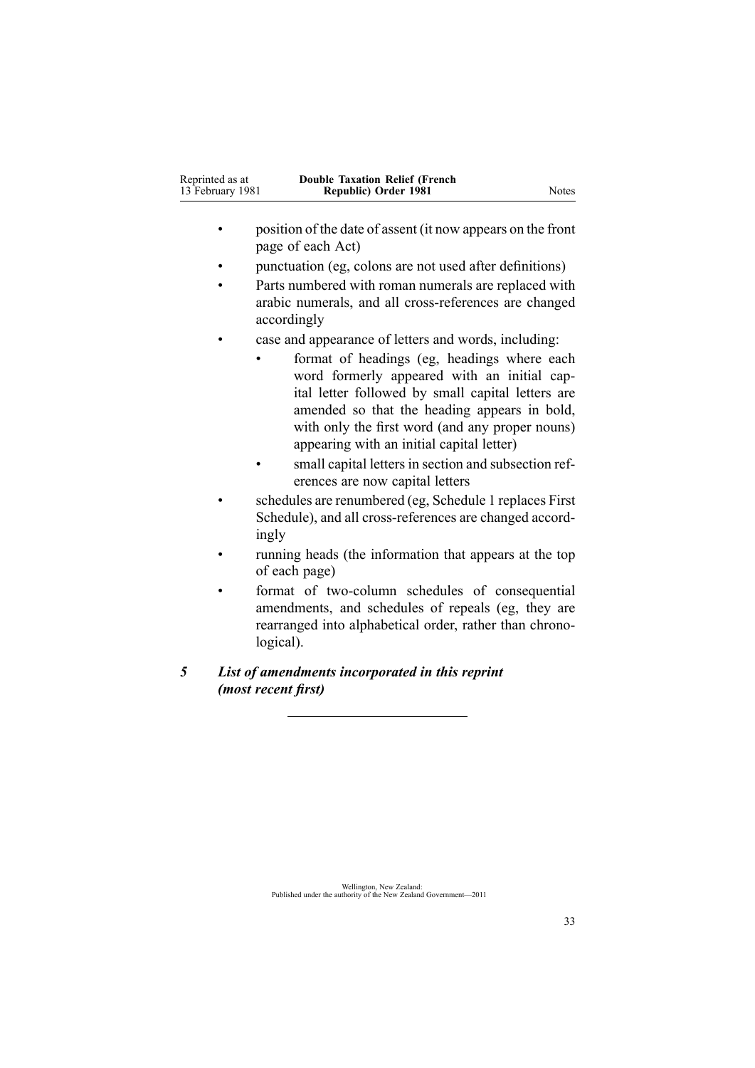- position of the date of assent (it now appears on the front page of each Act)
- punctuation (eg, colons are not used after definitions)
- Parts numbered with roman numerals are replaced with arabic numerals, and all cross-references are changed accordingly
- case and appearance of letters and words, including:
  - format of headings (eg, headings where each word formerly appeared with an initial capital letter followed by small capital letters are amended so that the heading appears in bold, with only the first word (and any proper nouns) appearing with an initial capital letter)
  - small capital letters in section and subsection references are now capital letters
- schedules are renumbered (eg, Schedule 1 replaces First Schedule), and all cross-references are changed accordingly
- running heads (the information that appears at the top of each page)
- format of two-column schedules of consequential amendments, and schedules of repeals (eg, they are rearranged into alphabetical order, rather than chronological).

### *5 List of amendments incorporated in this reprint (most recent first)*

---

Wellington, New Zealand:
Published under the authority of the New Zealand Government—2011